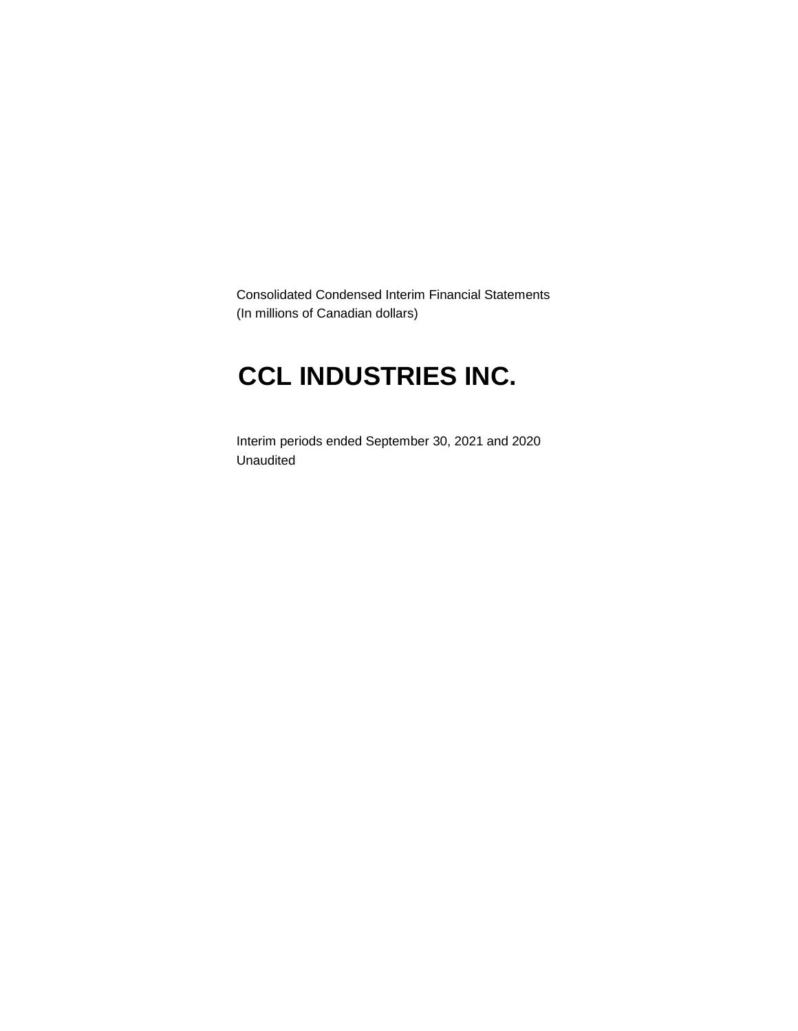Consolidated Condensed Interim Financial Statements
(In millions of Canadian dollars)

# CCL INDUSTRIES INC.

Interim periods ended September 30, 2021 and 2020
Unaudited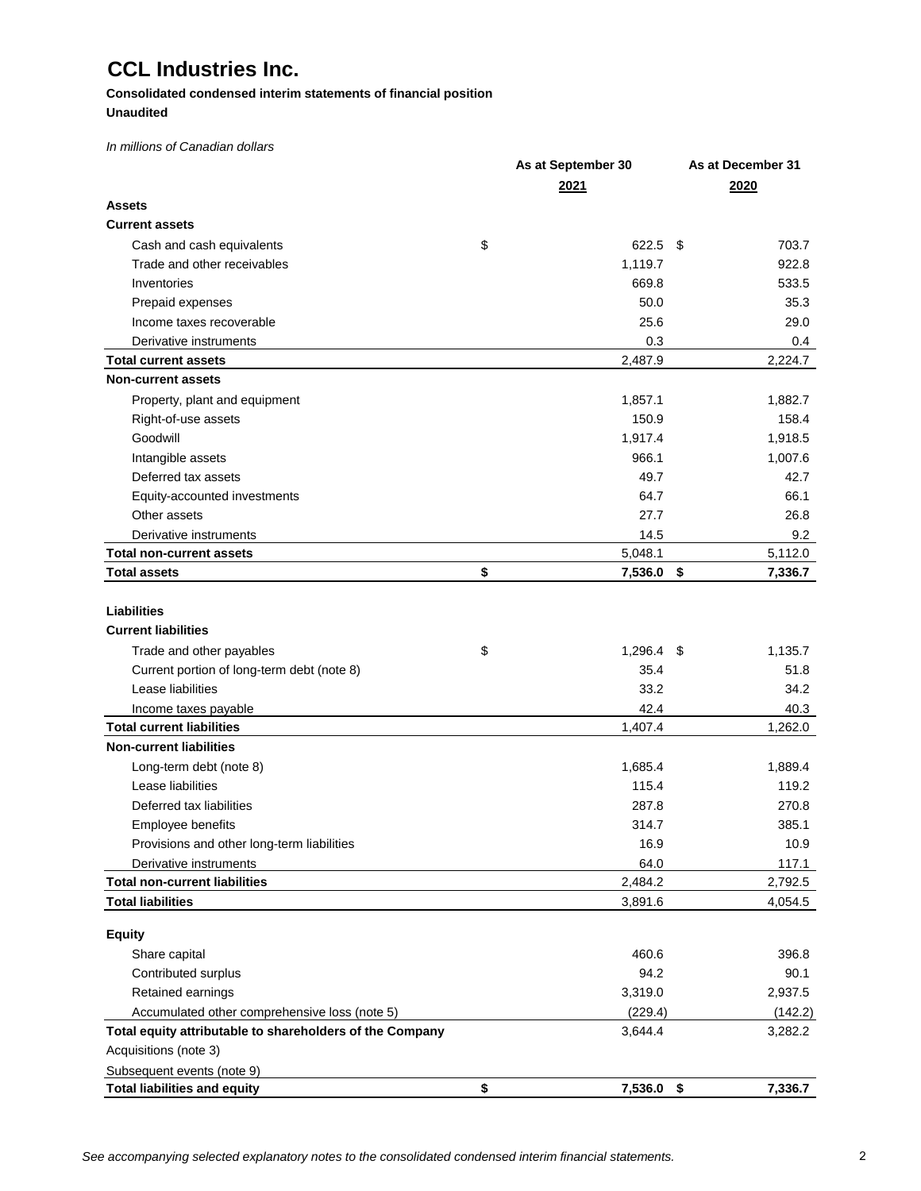# CCL Industries Inc.

**Consolidated condensed interim statements of financial position**
**Unaudited**

*In millions of Canadian dollars*

| | As at September 30 2021 | As at December 31 2020 |
|---|---|---|
| **Assets** | | |
| **Current assets** | | |
| Cash and cash equivalents | $ 622.5 | $ 703.7 |
| Trade and other receivables | 1,119.7 | 922.8 |
| Inventories | 669.8 | 533.5 |
| Prepaid expenses | 50.0 | 35.3 |
| Income taxes recoverable | 25.6 | 29.0 |
| Derivative instruments | 0.3 | 0.4 |
| **Total current assets** | 2,487.9 | 2,224.7 |
| **Non-current assets** | | |
| Property, plant and equipment | 1,857.1 | 1,882.7 |
| Right-of-use assets | 150.9 | 158.4 |
| Goodwill | 1,917.4 | 1,918.5 |
| Intangible assets | 966.1 | 1,007.6 |
| Deferred tax assets | 49.7 | 42.7 |
| Equity-accounted investments | 64.7 | 66.1 |
| Other assets | 27.7 | 26.8 |
| Derivative instruments | 14.5 | 9.2 |
| **Total non-current assets** | 5,048.1 | 5,112.0 |
| **Total assets** | **$ 7,536.0** | **$ 7,336.7** |
| | | |
| **Liabilities** | | |
| **Current liabilities** | | |
| Trade and other payables | $ 1,296.4 | $ 1,135.7 |
| Current portion of long-term debt (note 8) | 35.4 | 51.8 |
| Lease liabilities | 33.2 | 34.2 |
| Income taxes payable | 42.4 | 40.3 |
| **Total current liabilities** | 1,407.4 | 1,262.0 |
| **Non-current liabilities** | | |
| Long-term debt (note 8) | 1,685.4 | 1,889.4 |
| Lease liabilities | 115.4 | 119.2 |
| Deferred tax liabilities | 287.8 | 270.8 |
| Employee benefits | 314.7 | 385.1 |
| Provisions and other long-term liabilities | 16.9 | 10.9 |
| Derivative instruments | 64.0 | 117.1 |
| **Total non-current liabilities** | 2,484.2 | 2,792.5 |
| **Total liabilities** | 3,891.6 | 4,054.5 |
| | | |
| **Equity** | | |
| Share capital | 460.6 | 396.8 |
| Contributed surplus | 94.2 | 90.1 |
| Retained earnings | 3,319.0 | 2,937.5 |
| Accumulated other comprehensive loss (note 5) | (229.4) | (142.2) |
| **Total equity attributable to shareholders of the Company** | 3,644.4 | 3,282.2 |
| Acquisitions (note 3) | | |
| Subsequent events (note 9) | | |
| **Total liabilities and equity** | **$ 7,536.0** | **$ 7,336.7** |

*See accompanying selected explanatory notes to the consolidated condensed interim financial statements.*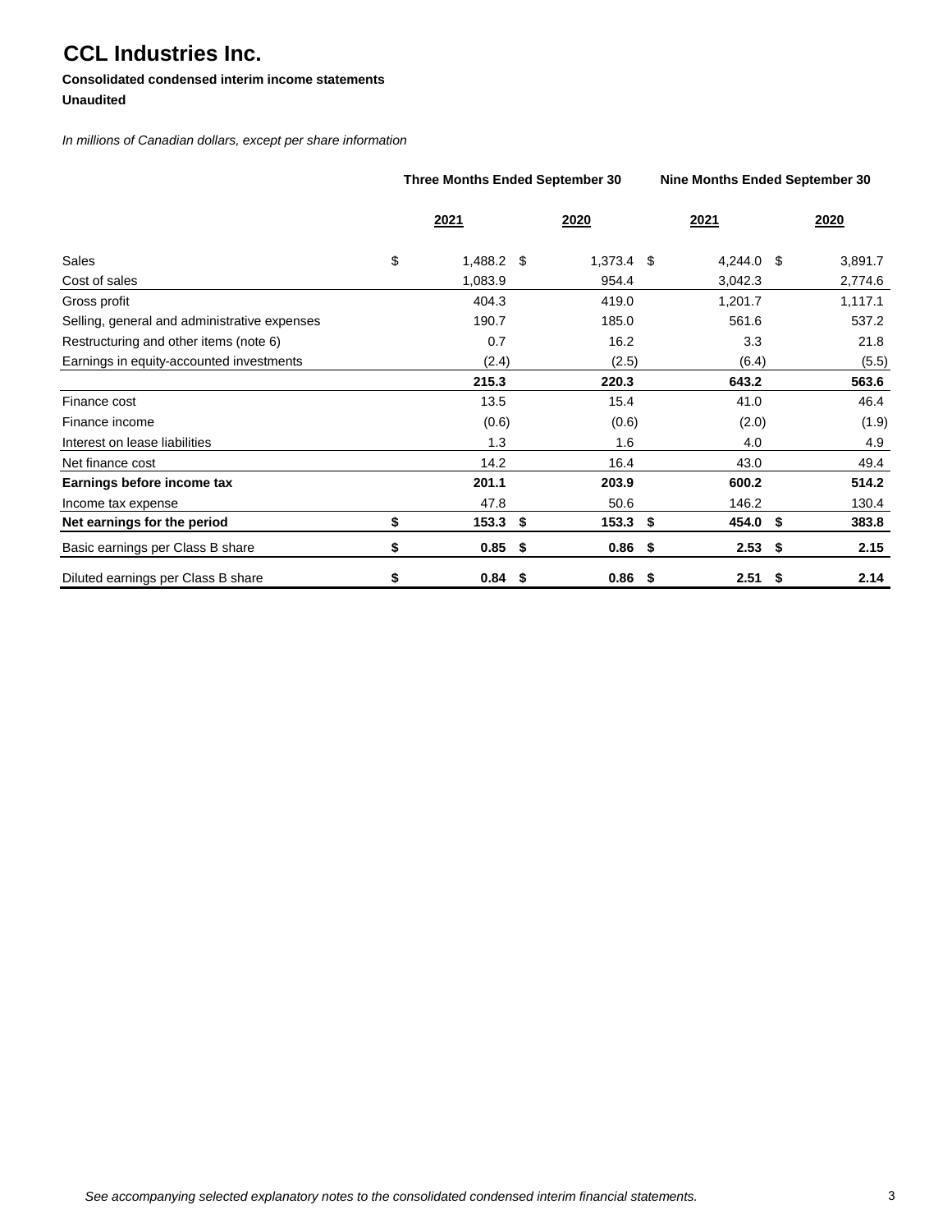# CCL Industries Inc.

**Consolidated condensed interim income statements**
**Unaudited**

*In millions of Canadian dollars, except per share information*

| | Three Months Ended September 30 | | Nine Months Ended September 30 | |
|---|---|---|---|---|
| | 2021 | 2020 | 2021 | 2020 |
| Sales | $ 1,488.2 | $ 1,373.4 | $ 4,244.0 | $ 3,891.7 |
| Cost of sales | 1,083.9 | 954.4 | 3,042.3 | 2,774.6 |
| Gross profit | 404.3 | 419.0 | 1,201.7 | 1,117.1 |
| Selling, general and administrative expenses | 190.7 | 185.0 | 561.6 | 537.2 |
| Restructuring and other items (note 6) | 0.7 | 16.2 | 3.3 | 21.8 |
| Earnings in equity-accounted investments | (2.4) | (2.5) | (6.4) | (5.5) |
| | **215.3** | **220.3** | **643.2** | **563.6** |
| Finance cost | 13.5 | 15.4 | 41.0 | 46.4 |
| Finance income | (0.6) | (0.6) | (2.0) | (1.9) |
| Interest on lease liabilities | 1.3 | 1.6 | 4.0 | 4.9 |
| Net finance cost | 14.2 | 16.4 | 43.0 | 49.4 |
| **Earnings before income tax** | **201.1** | **203.9** | **600.2** | **514.2** |
| Income tax expense | 47.8 | 50.6 | 146.2 | 130.4 |
| **Net earnings for the period** | **$ 153.3** | **$ 153.3** | **$ 454.0** | **$ 383.8** |
| Basic earnings per Class B share | **$ 0.85** | **$ 0.86** | **$ 2.53** | **$ 2.15** |
| Diluted earnings per Class B share | **$ 0.84** | **$ 0.86** | **$ 2.51** | **$ 2.14** |

*See accompanying selected explanatory notes to the consolidated condensed interim financial statements.*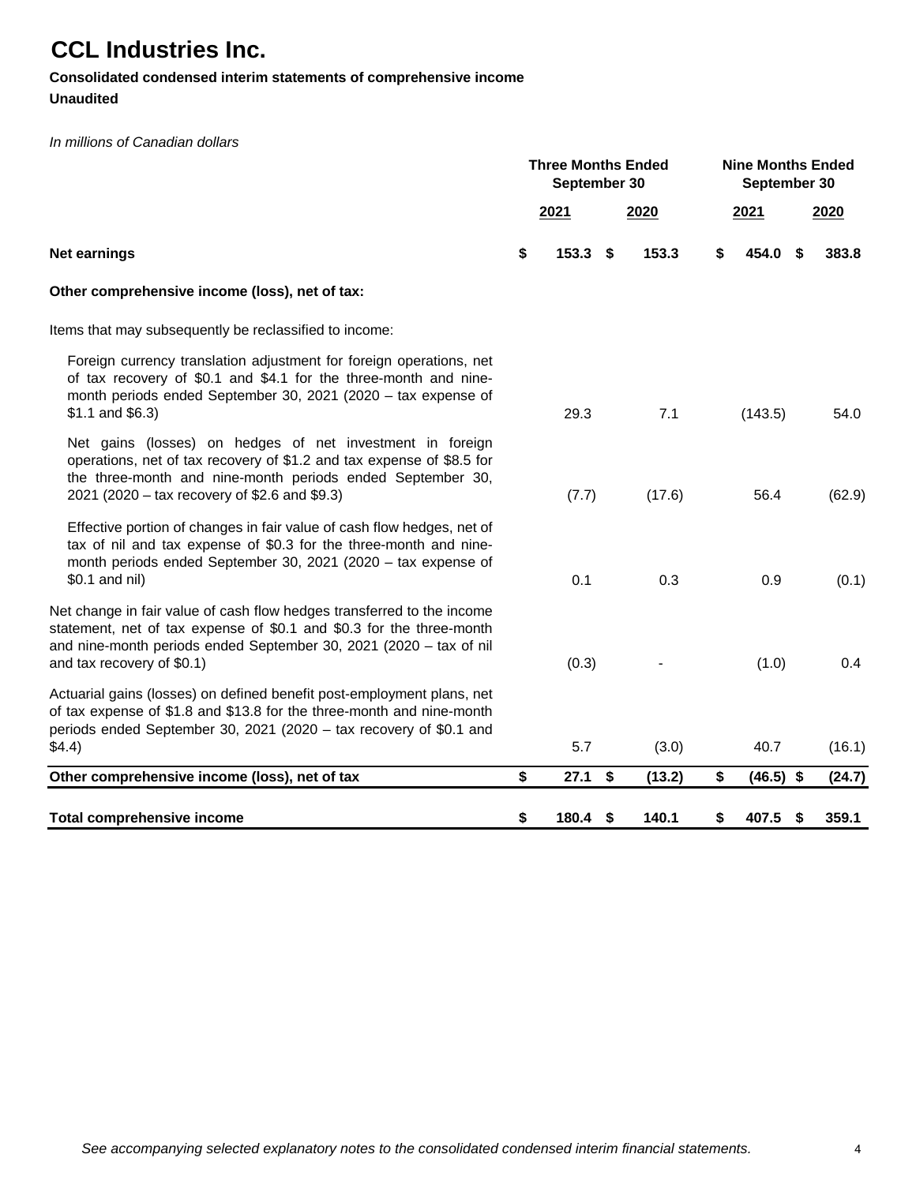# CCL Industries Inc.

**Consolidated condensed interim statements of comprehensive income**

**Unaudited**

*In millions of Canadian dollars*

| | Three Months Ended September 30 | | Nine Months Ended September 30 | |
|---|---|---|---|---|
| | 2021 | 2020 | 2021 | 2020 |
| **Net earnings** | **$ 153.3** | **$ 153.3** | **$ 454.0** | **$ 383.8** |
| **Other comprehensive income (loss), net of tax:** | | | | |
| Items that may subsequently be reclassified to income: | | | | |
| Foreign currency translation adjustment for foreign operations, net of tax recovery of $0.1 and $4.1 for the three-month and nine-month periods ended September 30, 2021 (2020 – tax expense of $1.1 and $6.3) | 29.3 | 7.1 | (143.5) | 54.0 |
| Net gains (losses) on hedges of net investment in foreign operations, net of tax recovery of $1.2 and tax expense of $8.5 for the three-month and nine-month periods ended September 30, 2021 (2020 – tax recovery of $2.6 and $9.3) | (7.7) | (17.6) | 56.4 | (62.9) |
| Effective portion of changes in fair value of cash flow hedges, net of tax of nil and tax expense of $0.3 for the three-month and nine-month periods ended September 30, 2021 (2020 – tax expense of $0.1 and nil) | 0.1 | 0.3 | 0.9 | (0.1) |
| Net change in fair value of cash flow hedges transferred to the income statement, net of tax expense of $0.1 and $0.3 for the three-month and nine-month periods ended September 30, 2021 (2020 – tax of nil and tax recovery of $0.1) | (0.3) | - | (1.0) | 0.4 |
| Actuarial gains (losses) on defined benefit post-employment plans, net of tax expense of $1.8 and $13.8 for the three-month and nine-month periods ended September 30, 2021 (2020 – tax recovery of $0.1 and $4.4) | 5.7 | (3.0) | 40.7 | (16.1) |
| **Other comprehensive income (loss), net of tax** | **$ 27.1** | **$ (13.2)** | **$ (46.5)** | **$ (24.7)** |
| **Total comprehensive income** | **$ 180.4** | **$ 140.1** | **$ 407.5** | **$ 359.1** |

*See accompanying selected explanatory notes to the consolidated condensed interim financial statements.*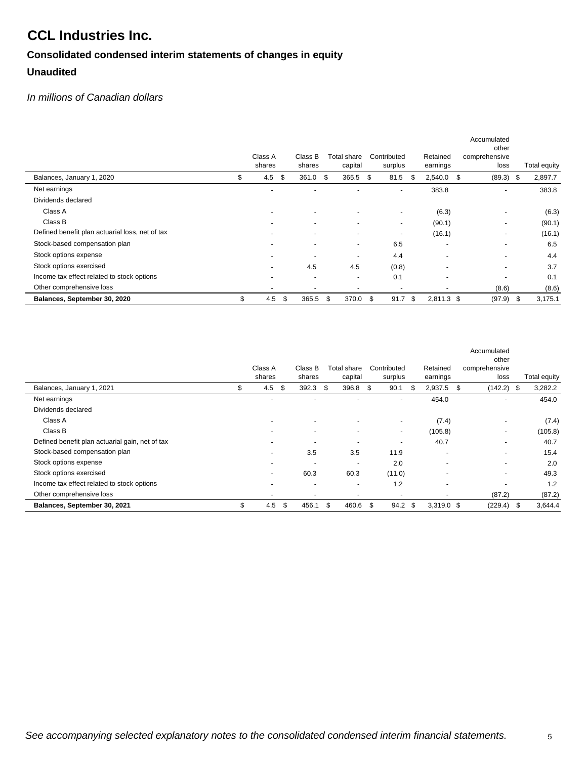# CCL Industries Inc.

## Consolidated condensed interim statements of changes in equity

## Unaudited

*In millions of Canadian dollars*

| | Class A shares | Class B shares | Total share capital | Contributed surplus | Retained earnings | Accumulated other comprehensive loss | Total equity |
|---|---|---|---|---|---|---|---|
| Balances, January 1, 2020 | $ 4.5 | $ 361.0 | $ 365.5 | $ 81.5 | $ 2,540.0 | $ (89.3) | $ 2,897.7 |
| Net earnings | - | - | - | - | 383.8 | - | 383.8 |
| Dividends declared | | | | | | | |
| Class A | - | - | - | - | (6.3) | - | (6.3) |
| Class B | - | - | - | - | (90.1) | - | (90.1) |
| Defined benefit plan actuarial loss, net of tax | - | - | - | - | (16.1) | - | (16.1) |
| Stock-based compensation plan | - | - | - | 6.5 | - | - | 6.5 |
| Stock options expense | - | - | - | 4.4 | - | - | 4.4 |
| Stock options exercised | - | 4.5 | 4.5 | (0.8) | - | - | 3.7 |
| Income tax effect related to stock options | - | - | - | 0.1 | - | - | 0.1 |
| Other comprehensive loss | - | - | - | - | - | (8.6) | (8.6) |
| **Balances, September 30, 2020** | $ 4.5 | $ 365.5 | $ 370.0 | $ 91.7 | $ 2,811.3 | $ (97.9) | $ 3,175.1 |

| | Class A shares | Class B shares | Total share capital | Contributed surplus | Retained earnings | Accumulated other comprehensive loss | Total equity |
|---|---|---|---|---|---|---|---|
| Balances, January 1, 2021 | $ 4.5 | $ 392.3 | $ 396.8 | $ 90.1 | $ 2,937.5 | $ (142.2) | $ 3,282.2 |
| Net earnings | - | - | - | - | 454.0 | - | 454.0 |
| Dividends declared | | | | | | | |
| Class A | - | - | - | - | (7.4) | - | (7.4) |
| Class B | - | - | - | - | (105.8) | - | (105.8) |
| Defined benefit plan actuarial gain, net of tax | - | - | - | - | 40.7 | - | 40.7 |
| Stock-based compensation plan | - | 3.5 | 3.5 | 11.9 | - | - | 15.4 |
| Stock options expense | - | - | - | 2.0 | - | - | 2.0 |
| Stock options exercised | - | 60.3 | 60.3 | (11.0) | - | - | 49.3 |
| Income tax effect related to stock options | - | - | - | 1.2 | - | - | 1.2 |
| Other comprehensive loss | - | - | - | - | - | (87.2) | (87.2) |
| **Balances, September 30, 2021** | $ 4.5 | $ 456.1 | $ 460.6 | $ 94.2 | $ 3,319.0 | $ (229.4) | $ 3,644.4 |

*See accompanying selected explanatory notes to the consolidated condensed interim financial statements.*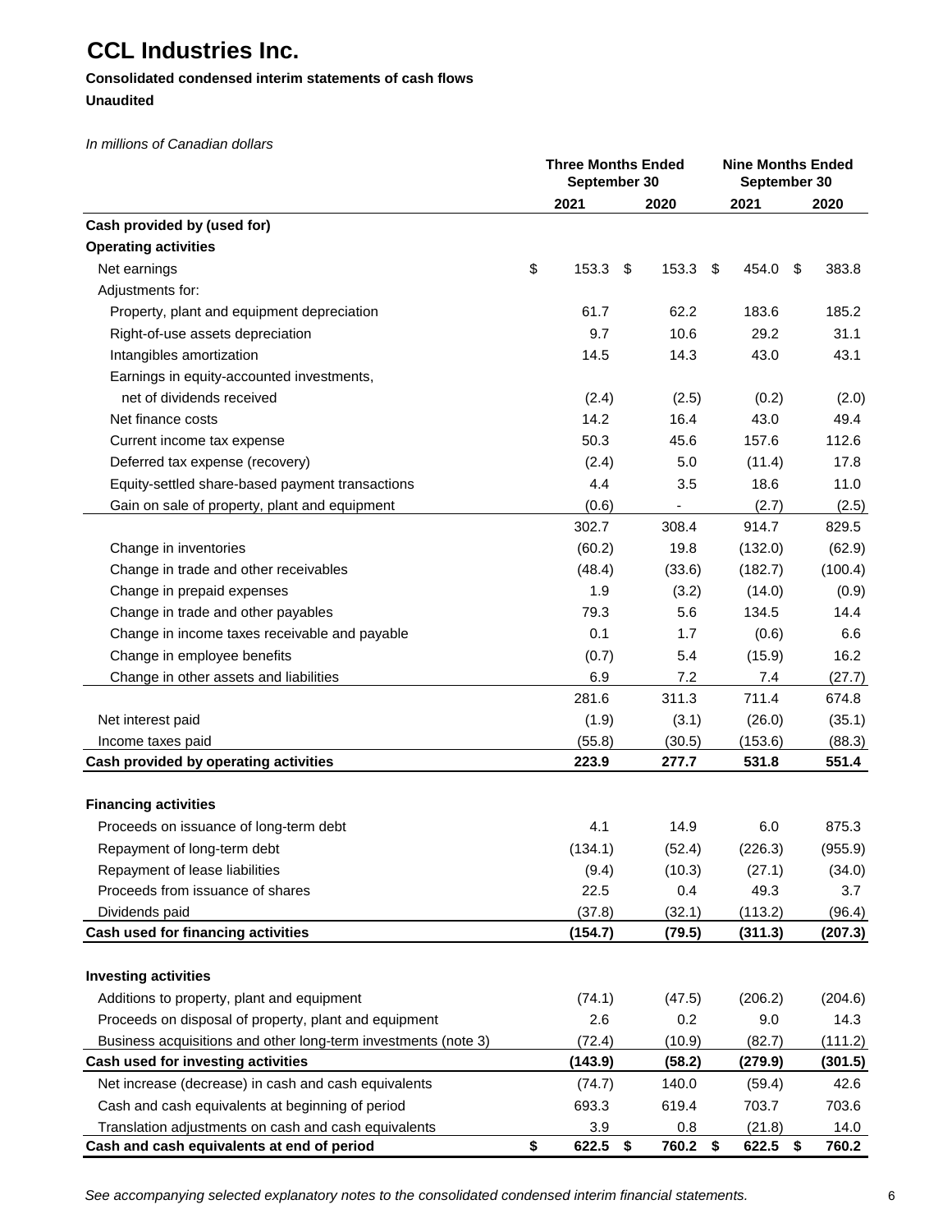# CCL Industries Inc.

**Consolidated condensed interim statements of cash flows**

**Unaudited**

*In millions of Canadian dollars*

| | Three Months Ended September 30 | | Nine Months Ended September 30 | |
|---|---|---|---|---|
| | **2021** | **2020** | **2021** | **2020** |
| **Cash provided by (used for)** | | | | |
| **Operating activities** | | | | |
| Net earnings | $ 153.3 | $ 153.3 | $ 454.0 | $ 383.8 |
| Adjustments for: | | | | |
| Property, plant and equipment depreciation | 61.7 | 62.2 | 183.6 | 185.2 |
| Right-of-use assets depreciation | 9.7 | 10.6 | 29.2 | 31.1 |
| Intangibles amortization | 14.5 | 14.3 | 43.0 | 43.1 |
| Earnings in equity-accounted investments, net of dividends received | (2.4) | (2.5) | (0.2) | (2.0) |
| Net finance costs | 14.2 | 16.4 | 43.0 | 49.4 |
| Current income tax expense | 50.3 | 45.6 | 157.6 | 112.6 |
| Deferred tax expense (recovery) | (2.4) | 5.0 | (11.4) | 17.8 |
| Equity-settled share-based payment transactions | 4.4 | 3.5 | 18.6 | 11.0 |
| Gain on sale of property, plant and equipment | (0.6) | - | (2.7) | (2.5) |
| | 302.7 | 308.4 | 914.7 | 829.5 |
| Change in inventories | (60.2) | 19.8 | (132.0) | (62.9) |
| Change in trade and other receivables | (48.4) | (33.6) | (182.7) | (100.4) |
| Change in prepaid expenses | 1.9 | (3.2) | (14.0) | (0.9) |
| Change in trade and other payables | 79.3 | 5.6 | 134.5 | 14.4 |
| Change in income taxes receivable and payable | 0.1 | 1.7 | (0.6) | 6.6 |
| Change in employee benefits | (0.7) | 5.4 | (15.9) | 16.2 |
| Change in other assets and liabilities | 6.9 | 7.2 | 7.4 | (27.7) |
| | 281.6 | 311.3 | 711.4 | 674.8 |
| Net interest paid | (1.9) | (3.1) | (26.0) | (35.1) |
| Income taxes paid | (55.8) | (30.5) | (153.6) | (88.3) |
| **Cash provided by operating activities** | **223.9** | **277.7** | **531.8** | **551.4** |
| **Financing activities** | | | | |
| Proceeds on issuance of long-term debt | 4.1 | 14.9 | 6.0 | 875.3 |
| Repayment of long-term debt | (134.1) | (52.4) | (226.3) | (955.9) |
| Repayment of lease liabilities | (9.4) | (10.3) | (27.1) | (34.0) |
| Proceeds from issuance of shares | 22.5 | 0.4 | 49.3 | 3.7 |
| Dividends paid | (37.8) | (32.1) | (113.2) | (96.4) |
| **Cash used for financing activities** | **(154.7)** | **(79.5)** | **(311.3)** | **(207.3)** |
| **Investing activities** | | | | |
| Additions to property, plant and equipment | (74.1) | (47.5) | (206.2) | (204.6) |
| Proceeds on disposal of property, plant and equipment | 2.6 | 0.2 | 9.0 | 14.3 |
| Business acquisitions and other long-term investments (note 3) | (72.4) | (10.9) | (82.7) | (111.2) |
| **Cash used for investing activities** | **(143.9)** | **(58.2)** | **(279.9)** | **(301.5)** |
| Net increase (decrease) in cash and cash equivalents | (74.7) | 140.0 | (59.4) | 42.6 |
| Cash and cash equivalents at beginning of period | 693.3 | 619.4 | 703.7 | 703.6 |
| Translation adjustments on cash and cash equivalents | 3.9 | 0.8 | (21.8) | 14.0 |
| **Cash and cash equivalents at end of period** | **$ 622.5** | **$ 760.2** | **$ 622.5** | **$ 760.2** |

*See accompanying selected explanatory notes to the consolidated condensed interim financial statements.*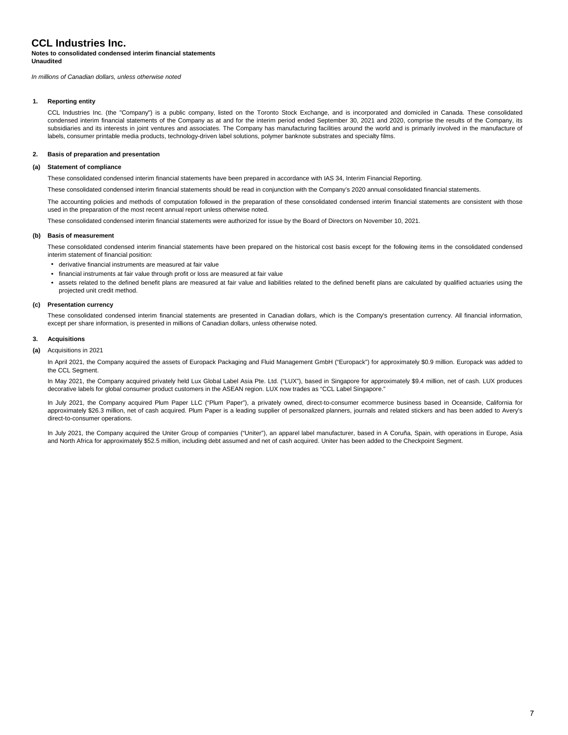# CCL Industries Inc.

**Notes to consolidated condensed interim financial statements**
**Unaudited**

*In millions of Canadian dollars, unless otherwise noted*

## 1. Reporting entity

CCL Industries Inc. (the "Company") is a public company, listed on the Toronto Stock Exchange, and is incorporated and domiciled in Canada. These consolidated condensed interim financial statements of the Company as at and for the interim period ended September 30, 2021 and 2020, comprise the results of the Company, its subsidiaries and its interests in joint ventures and associates. The Company has manufacturing facilities around the world and is primarily involved in the manufacture of labels, consumer printable media products, technology-driven label solutions, polymer banknote substrates and specialty films.

## 2. Basis of preparation and presentation

### (a) Statement of compliance

These consolidated condensed interim financial statements have been prepared in accordance with IAS 34, Interim Financial Reporting.

These consolidated condensed interim financial statements should be read in conjunction with the Company's 2020 annual consolidated financial statements.

The accounting policies and methods of computation followed in the preparation of these consolidated condensed interim financial statements are consistent with those used in the preparation of the most recent annual report unless otherwise noted.

These consolidated condensed interim financial statements were authorized for issue by the Board of Directors on November 10, 2021.

### (b) Basis of measurement

These consolidated condensed interim financial statements have been prepared on the historical cost basis except for the following items in the consolidated condensed interim statement of financial position:

- derivative financial instruments are measured at fair value
- financial instruments at fair value through profit or loss are measured at fair value
- assets related to the defined benefit plans are measured at fair value and liabilities related to the defined benefit plans are calculated by qualified actuaries using the projected unit credit method.

### (c) Presentation currency

These consolidated condensed interim financial statements are presented in Canadian dollars, which is the Company's presentation currency. All financial information, except per share information, is presented in millions of Canadian dollars, unless otherwise noted.

## 3. Acquisitions

**(a)** Acquisitions in 2021

In April 2021, the Company acquired the assets of Europack Packaging and Fluid Management GmbH ("Europack") for approximately $0.9 million. Europack was added to the CCL Segment.

In May 2021, the Company acquired privately held Lux Global Label Asia Pte. Ltd. ("LUX"), based in Singapore for approximately $9.4 million, net of cash. LUX produces decorative labels for global consumer product customers in the ASEAN region. LUX now trades as "CCL Label Singapore."

In July 2021, the Company acquired Plum Paper LLC ("Plum Paper"), a privately owned, direct-to-consumer ecommerce business based in Oceanside, California for approximately $26.3 million, net of cash acquired. Plum Paper is a leading supplier of personalized planners, journals and related stickers and has been added to Avery's direct-to-consumer operations.

In July 2021, the Company acquired the Uniter Group of companies ("Uniter"), an apparel label manufacturer, based in A Coruña, Spain, with operations in Europe, Asia and North Africa for approximately $52.5 million, including debt assumed and net of cash acquired. Uniter has been added to the Checkpoint Segment.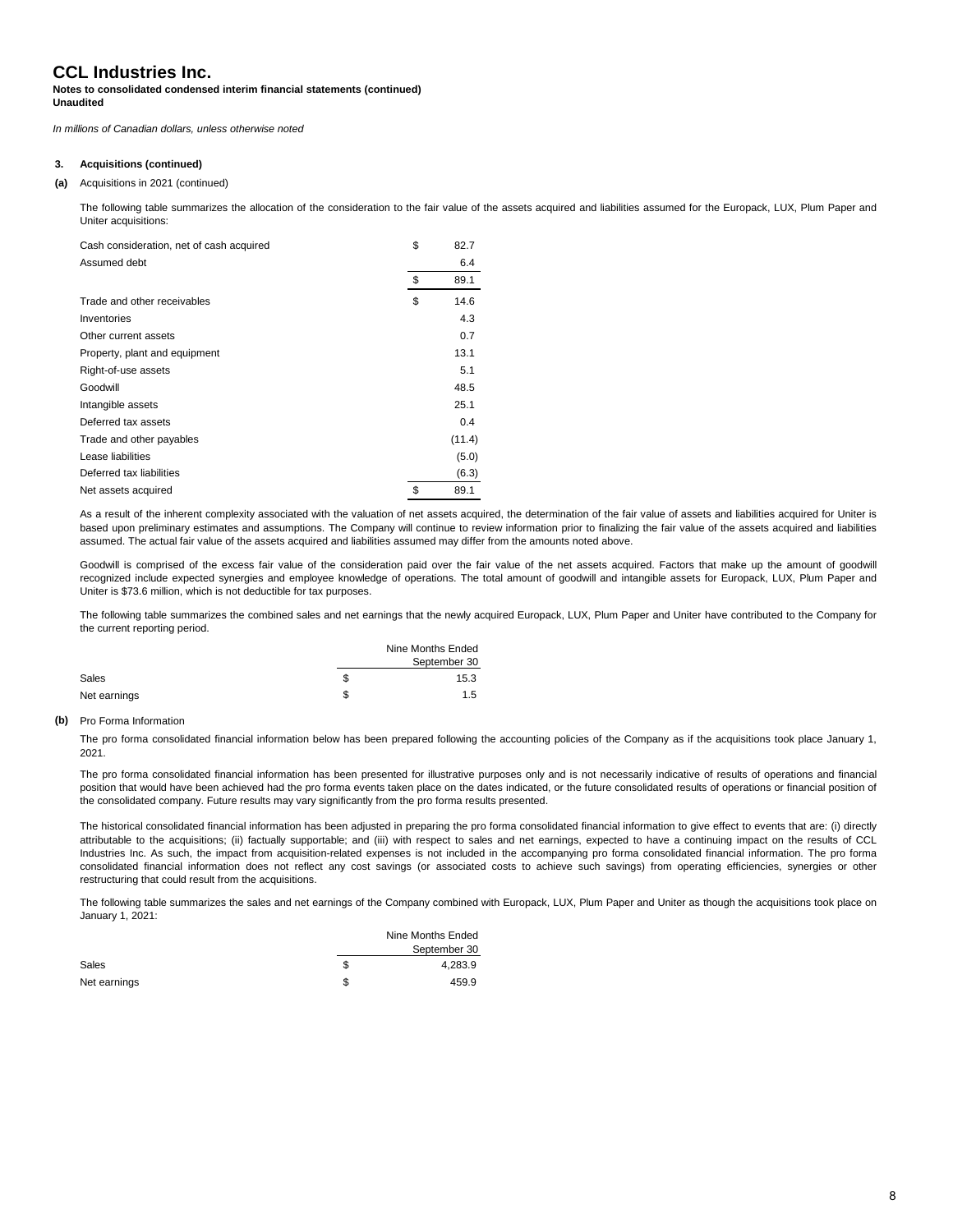# CCL Industries Inc.

**Notes to consolidated condensed interim financial statements (continued)**
**Unaudited**

*In millions of Canadian dollars, unless otherwise noted*

**3. Acquisitions (continued)**

**(a)** Acquisitions in 2021 (continued)

The following table summarizes the allocation of the consideration to the fair value of the assets acquired and liabilities assumed for the Europack, LUX, Plum Paper and Uniter acquisitions:

| | | |
|---|---|---|
| Cash consideration, net of cash acquired | $ | 82.7 |
| Assumed debt | | 6.4 |
| | $ | 89.1 |
| Trade and other receivables | $ | 14.6 |
| Inventories | | 4.3 |
| Other current assets | | 0.7 |
| Property, plant and equipment | | 13.1 |
| Right-of-use assets | | 5.1 |
| Goodwill | | 48.5 |
| Intangible assets | | 25.1 |
| Deferred tax assets | | 0.4 |
| Trade and other payables | | (11.4) |
| Lease liabilities | | (5.0) |
| Deferred tax liabilities | | (6.3) |
| Net assets acquired | $ | 89.1 |

As a result of the inherent complexity associated with the valuation of net assets acquired, the determination of the fair value of assets and liabilities acquired for Uniter is based upon preliminary estimates and assumptions. The Company will continue to review information prior to finalizing the fair value of the assets acquired and liabilities assumed. The actual fair value of the assets acquired and liabilities assumed may differ from the amounts noted above.

Goodwill is comprised of the excess fair value of the consideration paid over the fair value of the net assets acquired. Factors that make up the amount of goodwill recognized include expected synergies and employee knowledge of operations. The total amount of goodwill and intangible assets for Europack, LUX, Plum Paper and Uniter is $73.6 million, which is not deductible for tax purposes.

The following table summarizes the combined sales and net earnings that the newly acquired Europack, LUX, Plum Paper and Uniter have contributed to the Company for the current reporting period.

| | | Nine Months Ended September 30 |
|---|---|---|
| Sales | $ | 15.3 |
| Net earnings | $ | 1.5 |

**(b)** Pro Forma Information

The pro forma consolidated financial information below has been prepared following the accounting policies of the Company as if the acquisitions took place January 1, 2021.

The pro forma consolidated financial information has been presented for illustrative purposes only and is not necessarily indicative of results of operations and financial position that would have been achieved had the pro forma events taken place on the dates indicated, or the future consolidated results of operations or financial position of the consolidated company. Future results may vary significantly from the pro forma results presented.

The historical consolidated financial information has been adjusted in preparing the pro forma consolidated financial information to give effect to events that are: (i) directly attributable to the acquisitions; (ii) factually supportable; and (iii) with respect to sales and net earnings, expected to have a continuing impact on the results of CCL Industries Inc. As such, the impact from acquisition-related expenses is not included in the accompanying pro forma consolidated financial information. The pro forma consolidated financial information does not reflect any cost savings (or associated costs to achieve such savings) from operating efficiencies, synergies or other restructuring that could result from the acquisitions.

The following table summarizes the sales and net earnings of the Company combined with Europack, LUX, Plum Paper and Uniter as though the acquisitions took place on January 1, 2021:

| | | Nine Months Ended September 30 |
|---|---|---|
| Sales | $ | 4,283.9 |
| Net earnings | $ | 459.9 |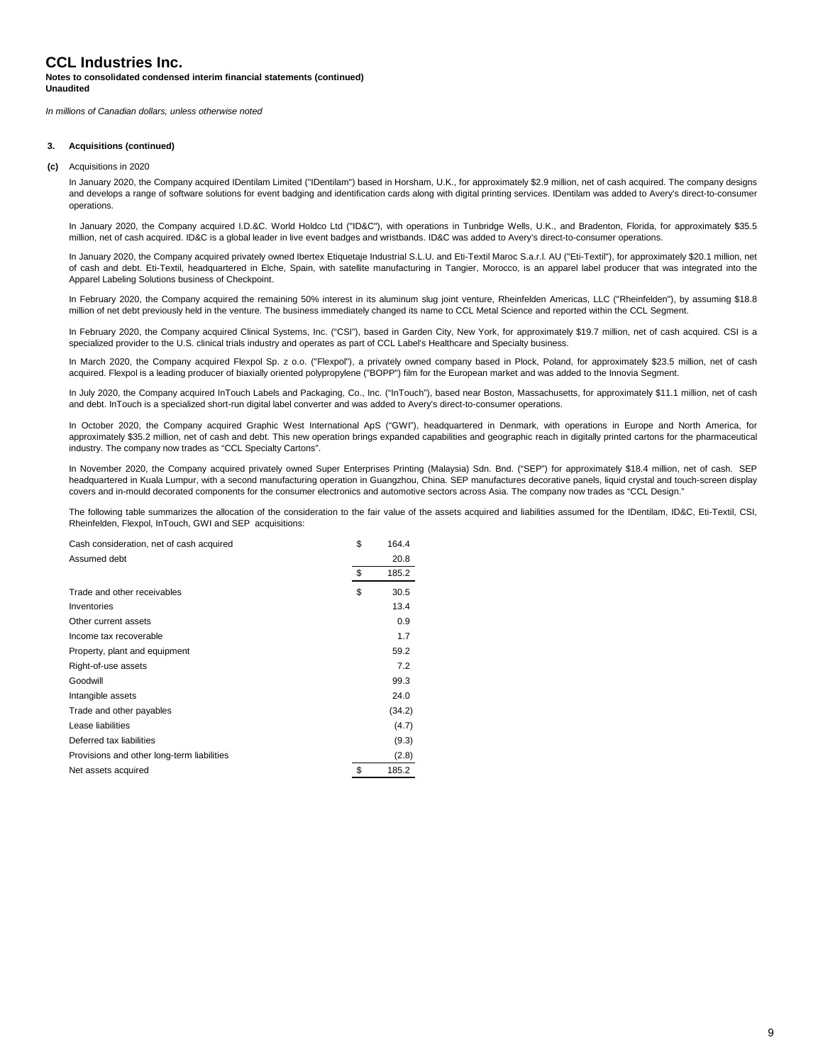# CCL Industries Inc.

**Notes to consolidated condensed interim financial statements (continued)**
**Unaudited**

*In millions of Canadian dollars, unless otherwise noted*

**3. Acquisitions (continued)**

**(c)** Acquisitions in 2020

In January 2020, the Company acquired IDentilam Limited ("IDentilam") based in Horsham, U.K., for approximately $2.9 million, net of cash acquired. The company designs and develops a range of software solutions for event badging and identification cards along with digital printing services. IDentilam was added to Avery's direct-to-consumer operations.

In January 2020, the Company acquired I.D.&C. World Holdco Ltd ("ID&C"), with operations in Tunbridge Wells, U.K., and Bradenton, Florida, for approximately $35.5 million, net of cash acquired. ID&C is a global leader in live event badges and wristbands. ID&C was added to Avery's direct-to-consumer operations.

In January 2020, the Company acquired privately owned Ibertex Etiquetaje Industrial S.L.U. and Eti-Textil Maroc S.a.r.l. AU ("Eti-Textil"), for approximately $20.1 million, net of cash and debt. Eti-Textil, headquartered in Elche, Spain, with satellite manufacturing in Tangier, Morocco, is an apparel label producer that was integrated into the Apparel Labeling Solutions business of Checkpoint.

In February 2020, the Company acquired the remaining 50% interest in its aluminum slug joint venture, Rheinfelden Americas, LLC ("Rheinfelden"), by assuming $18.8 million of net debt previously held in the venture. The business immediately changed its name to CCL Metal Science and reported within the CCL Segment.

In February 2020, the Company acquired Clinical Systems, Inc. ("CSI"), based in Garden City, New York, for approximately $19.7 million, net of cash acquired. CSI is a specialized provider to the U.S. clinical trials industry and operates as part of CCL Label's Healthcare and Specialty business.

In March 2020, the Company acquired Flexpol Sp. z o.o. ("Flexpol"), a privately owned company based in Plock, Poland, for approximately $23.5 million, net of cash acquired. Flexpol is a leading producer of biaxially oriented polypropylene ("BOPP") film for the European market and was added to the Innovia Segment.

In July 2020, the Company acquired InTouch Labels and Packaging, Co., Inc. ("InTouch"), based near Boston, Massachusetts, for approximately $11.1 million, net of cash and debt. InTouch is a specialized short-run digital label converter and was added to Avery's direct-to-consumer operations.

In October 2020, the Company acquired Graphic West International ApS ("GWI"), headquartered in Denmark, with operations in Europe and North America, for approximately $35.2 million, net of cash and debt. This new operation brings expanded capabilities and geographic reach in digitally printed cartons for the pharmaceutical industry. The company now trades as "CCL Specialty Cartons".

In November 2020, the Company acquired privately owned Super Enterprises Printing (Malaysia) Sdn. Bnd. ("SEP") for approximately $18.4 million, net of cash. SEP headquartered in Kuala Lumpur, with a second manufacturing operation in Guangzhou, China. SEP manufactures decorative panels, liquid crystal and touch-screen display covers and in-mould decorated components for the consumer electronics and automotive sectors across Asia. The company now trades as "CCL Design."

The following table summarizes the allocation of the consideration to the fair value of the assets acquired and liabilities assumed for the IDentilam, ID&C, Eti-Textil, CSI, Rheinfelden, Flexpol, InTouch, GWI and SEP acquisitions:

| | | |
|---|---|---|
| Cash consideration, net of cash acquired | $ | 164.4 |
| Assumed debt | | 20.8 |
| | $ | 185.2 |
| | | |
| Trade and other receivables | $ | 30.5 |
| Inventories | | 13.4 |
| Other current assets | | 0.9 |
| Income tax recoverable | | 1.7 |
| Property, plant and equipment | | 59.2 |
| Right-of-use assets | | 7.2 |
| Goodwill | | 99.3 |
| Intangible assets | | 24.0 |
| Trade and other payables | | (34.2) |
| Lease liabilities | | (4.7) |
| Deferred tax liabilities | | (9.3) |
| Provisions and other long-term liabilities | | (2.8) |
| Net assets acquired | $ | 185.2 |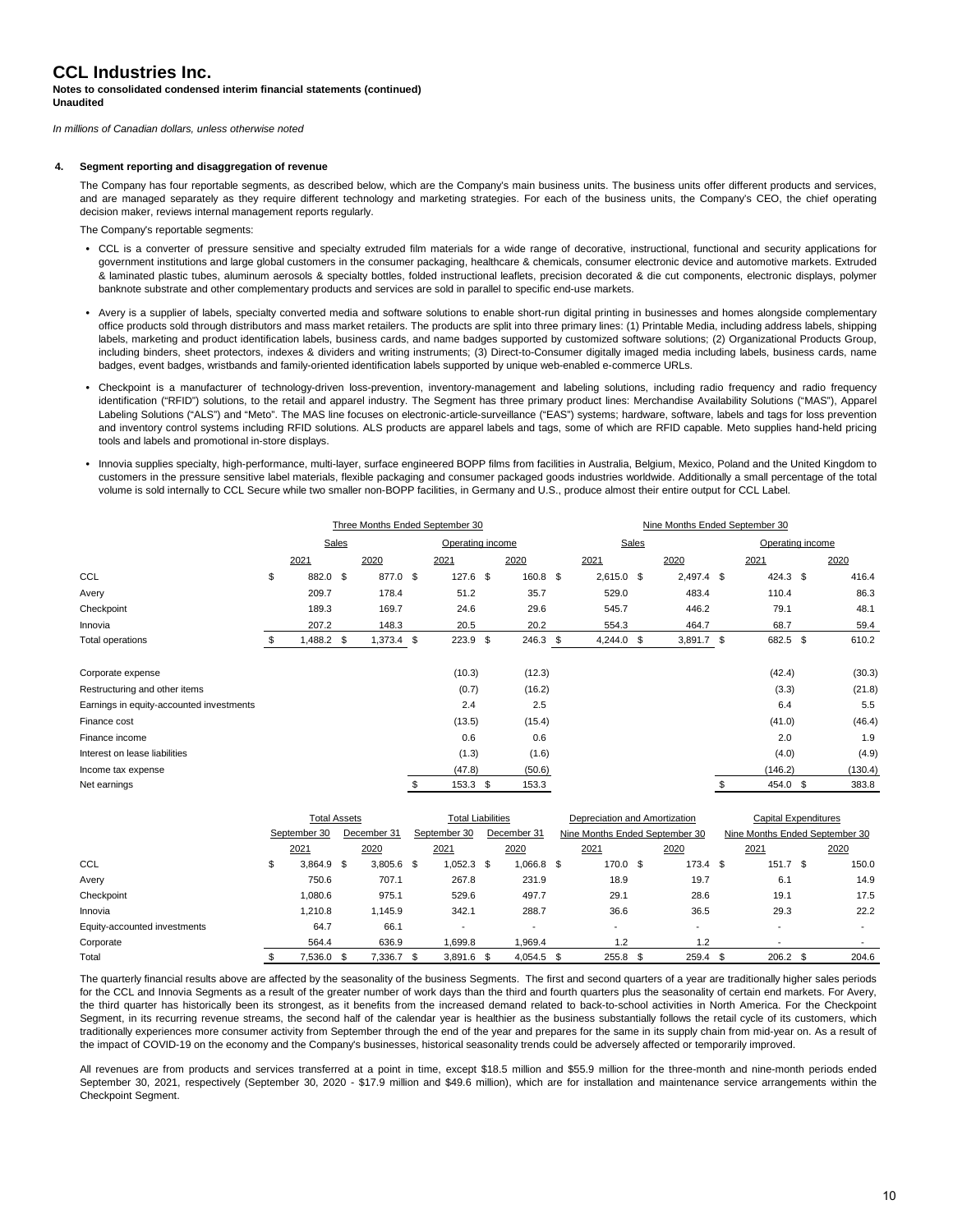# CCL Industries Inc.

**Notes to consolidated condensed interim financial statements (continued)**
**Unaudited**

*In millions of Canadian dollars, unless otherwise noted*

**4. Segment reporting and disaggregation of revenue**

The Company has four reportable segments, as described below, which are the Company's main business units. The business units offer different products and services, and are managed separately as they require different technology and marketing strategies. For each of the business units, the Company's CEO, the chief operating decision maker, reviews internal management reports regularly.

The Company's reportable segments:

- CCL is a converter of pressure sensitive and specialty extruded film materials for a wide range of decorative, instructional, functional and security applications for government institutions and large global customers in the consumer packaging, healthcare & chemicals, consumer electronic device and automotive markets. Extruded & laminated plastic tubes, aluminum aerosols & specialty bottles, folded instructional leaflets, precision decorated & die cut components, electronic displays, polymer banknote substrate and other complementary products and services are sold in parallel to specific end-use markets.

- Avery is a supplier of labels, specialty converted media and software solutions to enable short-run digital printing in businesses and homes alongside complementary office products sold through distributors and mass market retailers. The products are split into three primary lines: (1) Printable Media, including address labels, shipping labels, marketing and product identification labels, business cards, and name badges supported by customized software solutions; (2) Organizational Products Group, including binders, sheet protectors, indexes & dividers and writing instruments; (3) Direct-to-Consumer digitally imaged media including labels, business cards, name badges, event badges, wristbands and family-oriented identification labels supported by unique web-enabled e-commerce URLs.

- Checkpoint is a manufacturer of technology-driven loss-prevention, inventory-management and labeling solutions, including radio frequency and radio frequency identification ("RFID") solutions, to the retail and apparel industry. The Segment has three primary product lines: Merchandise Availability Solutions ("MAS"), Apparel Labeling Solutions ("ALS") and "Meto". The MAS line focuses on electronic-article-surveillance ("EAS") systems; hardware, software, labels and tags for loss prevention and inventory control systems including RFID solutions. ALS products are apparel labels and tags, some of which are RFID capable. Meto supplies hand-held pricing tools and labels and promotional in-store displays.

- Innovia supplies specialty, high-performance, multi-layer, surface engineered BOPP films from facilities in Australia, Belgium, Mexico, Poland and the United Kingdom to customers in the pressure sensitive label materials, flexible packaging and consumer packaged goods industries worldwide. Additionally a small percentage of the total volume is sold internally to CCL Secure while two smaller non-BOPP facilities, in Germany and U.S., produce almost their entire output for CCL Label.

| | Three Months Ended September 30 | | | | Nine Months Ended September 30 | | | |
|---|---|---|---|---|---|---|---|---|
| | Sales | | Operating income | | Sales | | Operating income | |
| | 2021 | 2020 | 2021 | 2020 | 2021 | 2020 | 2021 | 2020 |
| CCL | $ 882.0 | $ 877.0 | $ 127.6 | $ 160.8 | $ 2,615.0 | $ 2,497.4 | $ 424.3 | $ 416.4 |
| Avery | 209.7 | 178.4 | 51.2 | 35.7 | 529.0 | 483.4 | 110.4 | 86.3 |
| Checkpoint | 189.3 | 169.7 | 24.6 | 29.6 | 545.7 | 446.2 | 79.1 | 48.1 |
| Innovia | 207.2 | 148.3 | 20.5 | 20.2 | 554.3 | 464.7 | 68.7 | 59.4 |
| Total operations | $ 1,488.2 | $ 1,373.4 | $ 223.9 | $ 246.3 | $ 4,244.0 | $ 3,891.7 | $ 682.5 | $ 610.2 |
| Corporate expense | | | (10.3) | (12.3) | | | (42.4) | (30.3) |
| Restructuring and other items | | | (0.7) | (16.2) | | | (3.3) | (21.8) |
| Earnings in equity-accounted investments | | | 2.4 | 2.5 | | | 6.4 | 5.5 |
| Finance cost | | | (13.5) | (15.4) | | | (41.0) | (46.4) |
| Finance income | | | 0.6 | 0.6 | | | 2.0 | 1.9 |
| Interest on lease liabilities | | | (1.3) | (1.6) | | | (4.0) | (4.9) |
| Income tax expense | | | (47.8) | (50.6) | | | (146.2) | (130.4) |
| Net earnings | | | $ 153.3 | $ 153.3 | | | $ 454.0 | $ 383.8 |

| | Total Assets | | Total Liabilities | | Depreciation and Amortization | | Capital Expenditures | |
|---|---|---|---|---|---|---|---|---|
| | September 30 | December 31 | September 30 | December 31 | Nine Months Ended September 30 | | Nine Months Ended September 30 | |
| | 2021 | 2020 | 2021 | 2020 | 2021 | 2020 | 2021 | 2020 |
| CCL | $ 3,864.9 | $ 3,805.6 | $ 1,052.3 | $ 1,066.8 | $ 170.0 | $ 173.4 | $ 151.7 | $ 150.0 |
| Avery | 750.6 | 707.1 | 267.8 | 231.9 | 18.9 | 19.7 | 6.1 | 14.9 |
| Checkpoint | 1,080.6 | 975.1 | 529.6 | 497.7 | 29.1 | 28.6 | 19.1 | 17.5 |
| Innovia | 1,210.8 | 1,145.9 | 342.1 | 288.7 | 36.6 | 36.5 | 29.3 | 22.2 |
| Equity-accounted investments | 64.7 | 66.1 | - | - | - | - | - | - |
| Corporate | 564.4 | 636.9 | 1,699.8 | 1,969.4 | 1.2 | 1.2 | - | - |
| Total | $ 7,536.0 | $ 7,336.7 | $ 3,891.6 | $ 4,054.5 | $ 255.8 | $ 259.4 | $ 206.2 | $ 204.6 |

The quarterly financial results above are affected by the seasonality of the business Segments. The first and second quarters of a year are traditionally higher sales periods for the CCL and Innovia Segments as a result of the greater number of work days than the third and fourth quarters plus the seasonality of certain end markets. For Avery, the third quarter has historically been its strongest, as it benefits from the increased demand related to back-to-school activities in North America. For the Checkpoint Segment, in its recurring revenue streams, the second half of the calendar year is healthier as the business substantially follows the retail cycle of its customers, which traditionally experiences more consumer activity from September through the end of the year and prepares for the same in its supply chain from mid-year on. As a result of the impact of COVID-19 on the economy and the Company's businesses, historical seasonality trends could be adversely affected or temporarily improved.

All revenues are from products and services transferred at a point in time, except $18.5 million and $55.9 million for the three-month and nine-month periods ended September 30, 2021, respectively (September 30, 2020 - $17.9 million and $49.6 million), which are for installation and maintenance service arrangements within the Checkpoint Segment.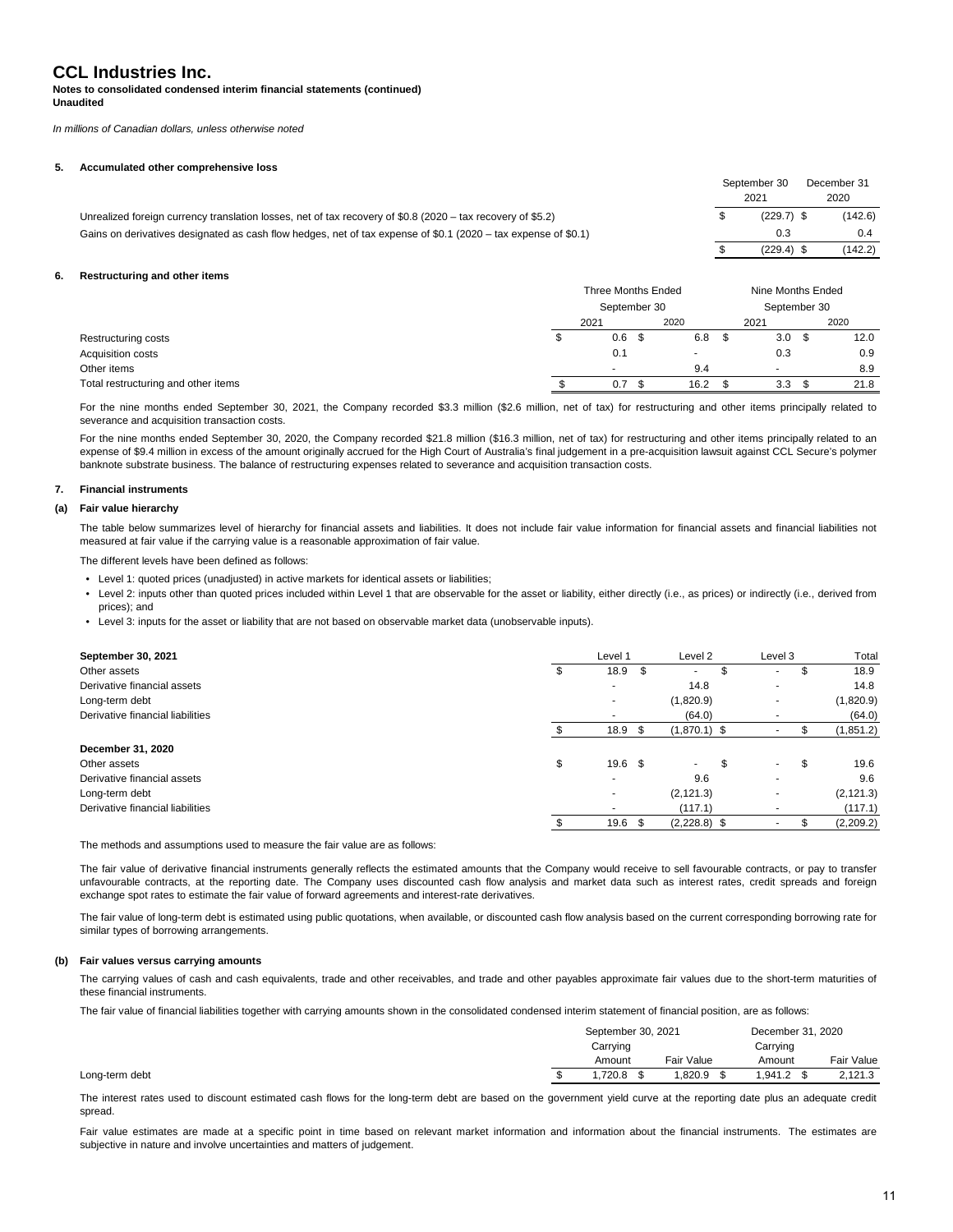# CCL Industries Inc.

**Notes to consolidated condensed interim financial statements (continued)**
**Unaudited**

*In millions of Canadian dollars, unless otherwise noted*

## 5. Accumulated other comprehensive loss

| | September 30 2021 | December 31 2020 |
|---|---|---|
| Unrealized foreign currency translation losses, net of tax recovery of $0.8 (2020 – tax recovery of $5.2) | $ (229.7) | $ (142.6) |
| Gains on derivatives designated as cash flow hedges, net of tax expense of $0.1 (2020 – tax expense of $0.1) | 0.3 | 0.4 |
| | $ (229.4) | $ (142.2) |

## 6. Restructuring and other items

| | Three Months Ended September 30 | | Nine Months Ended September 30 | |
|---|---|---|---|---|
| | 2021 | 2020 | 2021 | 2020 |
| Restructuring costs | $ 0.6 | $ 6.8 | $ 3.0 | $ 12.0 |
| Acquisition costs | 0.1 | - | 0.3 | 0.9 |
| Other items | - | 9.4 | - | 8.9 |
| Total restructuring and other items | $ 0.7 | $ 16.2 | $ 3.3 | $ 21.8 |

For the nine months ended September 30, 2021, the Company recorded $3.3 million ($2.6 million, net of tax) for restructuring and other items principally related to severance and acquisition transaction costs.

For the nine months ended September 30, 2020, the Company recorded $21.8 million ($16.3 million, net of tax) for restructuring and other items principally related to an expense of $9.4 million in excess of the amount originally accrued for the High Court of Australia's final judgement in a pre-acquisition lawsuit against CCL Secure's polymer banknote substrate business. The balance of restructuring expenses related to severance and acquisition transaction costs.

## 7. Financial instruments

### (a) Fair value hierarchy

The table below summarizes level of hierarchy for financial assets and liabilities. It does not include fair value information for financial assets and financial liabilities not measured at fair value if the carrying value is a reasonable approximation of fair value.

The different levels have been defined as follows:

- Level 1: quoted prices (unadjusted) in active markets for identical assets or liabilities;
- Level 2: inputs other than quoted prices included within Level 1 that are observable for the asset or liability, either directly (i.e., as prices) or indirectly (i.e., derived from prices); and
- Level 3: inputs for the asset or liability that are not based on observable market data (unobservable inputs).

| | Level 1 | Level 2 | Level 3 | Total |
|---|---|---|---|---|
| **September 30, 2021** | | | | |
| Other assets | $ 18.9 | $ - | $ - | $ 18.9 |
| Derivative financial assets | - | 14.8 | - | 14.8 |
| Long-term debt | - | (1,820.9) | - | (1,820.9) |
| Derivative financial liabilities | - | (64.0) | - | (64.0) |
| | $ 18.9 | $ (1,870.1) | $ - | $ (1,851.2) |
| **December 31, 2020** | | | | |
| Other assets | $ 19.6 | $ - | $ - | $ 19.6 |
| Derivative financial assets | - | 9.6 | - | 9.6 |
| Long-term debt | - | (2,121.3) | - | (2,121.3) |
| Derivative financial liabilities | - | (117.1) | - | (117.1) |
| | $ 19.6 | $ (2,228.8) | $ - | $ (2,209.2) |

The methods and assumptions used to measure the fair value are as follows:

The fair value of derivative financial instruments generally reflects the estimated amounts that the Company would receive to sell favourable contracts, or pay to transfer unfavourable contracts, at the reporting date. The Company uses discounted cash flow analysis and market data such as interest rates, credit spreads and foreign exchange spot rates to estimate the fair value of forward agreements and interest-rate derivatives.

The fair value of long-term debt is estimated using public quotations, when available, or discounted cash flow analysis based on the current corresponding borrowing rate for similar types of borrowing arrangements.

### (b) Fair values versus carrying amounts

The carrying values of cash and cash equivalents, trade and other receivables, and trade and other payables approximate fair values due to the short-term maturities of these financial instruments.

The fair value of financial liabilities together with carrying amounts shown in the consolidated condensed interim statement of financial position, are as follows:

| | September 30, 2021 | | December 31, 2020 | |
|---|---|---|---|---|
| | Carrying Amount | Fair Value | Carrying Amount | Fair Value |
| Long-term debt | $ 1,720.8 | $ 1,820.9 | $ 1,941.2 | $ 2,121.3 |

The interest rates used to discount estimated cash flows for the long-term debt are based on the government yield curve at the reporting date plus an adequate credit spread.

Fair value estimates are made at a specific point in time based on relevant market information and information about the financial instruments. The estimates are subjective in nature and involve uncertainties and matters of judgement.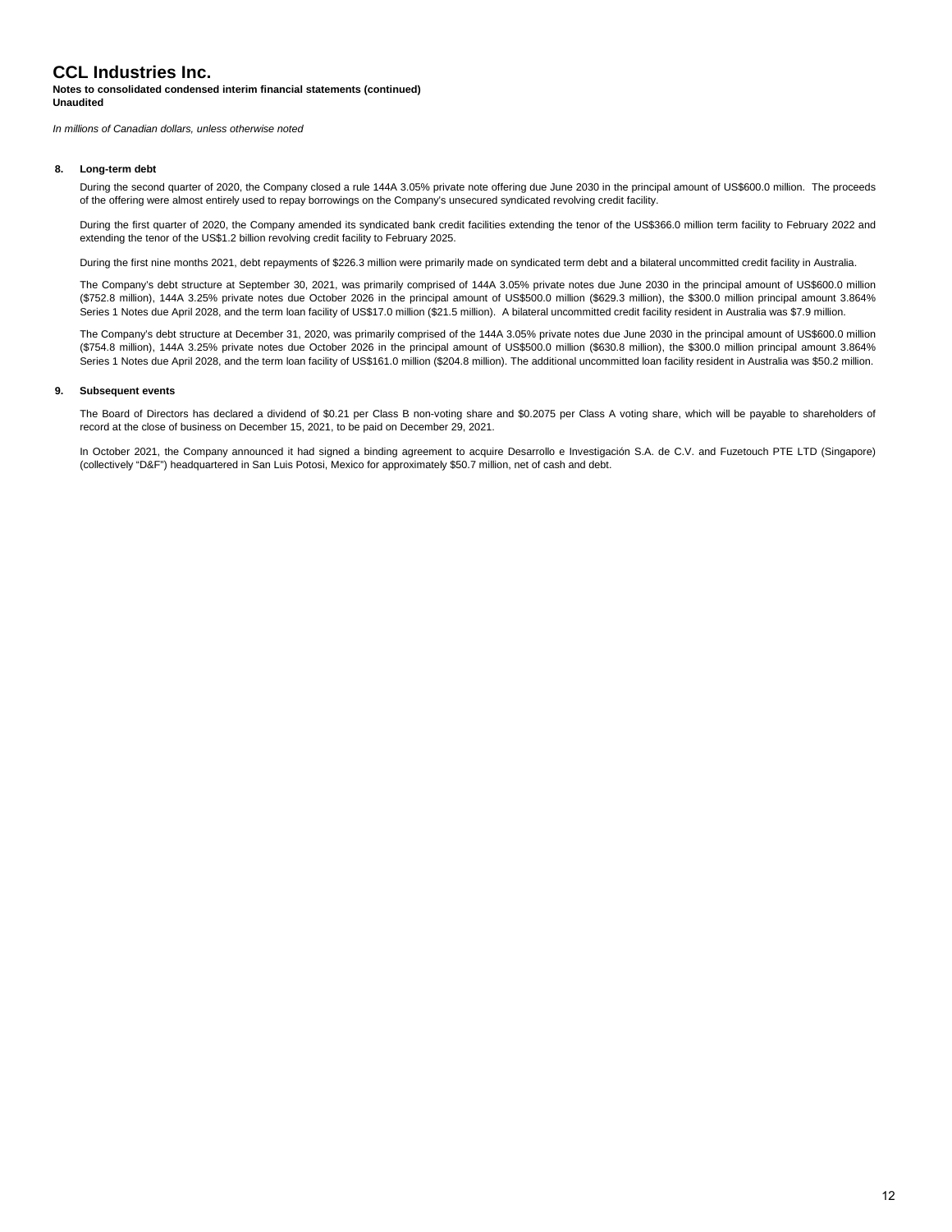# CCL Industries Inc.

**Notes to consolidated condensed interim financial statements (continued)**
**Unaudited**

*In millions of Canadian dollars, unless otherwise noted*

## 8. Long-term debt

During the second quarter of 2020, the Company closed a rule 144A 3.05% private note offering due June 2030 in the principal amount of US$600.0 million. The proceeds of the offering were almost entirely used to repay borrowings on the Company's unsecured syndicated revolving credit facility.

During the first quarter of 2020, the Company amended its syndicated bank credit facilities extending the tenor of the US$366.0 million term facility to February 2022 and extending the tenor of the US$1.2 billion revolving credit facility to February 2025.

During the first nine months 2021, debt repayments of $226.3 million were primarily made on syndicated term debt and a bilateral uncommitted credit facility in Australia.

The Company's debt structure at September 30, 2021, was primarily comprised of 144A 3.05% private notes due June 2030 in the principal amount of US$600.0 million ($752.8 million), 144A 3.25% private notes due October 2026 in the principal amount of US$500.0 million ($629.3 million), the $300.0 million principal amount 3.864% Series 1 Notes due April 2028, and the term loan facility of US$17.0 million ($21.5 million). A bilateral uncommitted credit facility resident in Australia was $7.9 million.

The Company's debt structure at December 31, 2020, was primarily comprised of the 144A 3.05% private notes due June 2030 in the principal amount of US$600.0 million ($754.8 million), 144A 3.25% private notes due October 2026 in the principal amount of US$500.0 million ($630.8 million), the $300.0 million principal amount 3.864% Series 1 Notes due April 2028, and the term loan facility of US$161.0 million ($204.8 million). The additional uncommitted loan facility resident in Australia was $50.2 million.

## 9. Subsequent events

The Board of Directors has declared a dividend of $0.21 per Class B non-voting share and $0.2075 per Class A voting share, which will be payable to shareholders of record at the close of business on December 15, 2021, to be paid on December 29, 2021.

In October 2021, the Company announced it had signed a binding agreement to acquire Desarrollo e Investigación S.A. de C.V. and Fuzetouch PTE LTD (Singapore) (collectively "D&F") headquartered in San Luis Potosi, Mexico for approximately $50.7 million, net of cash and debt.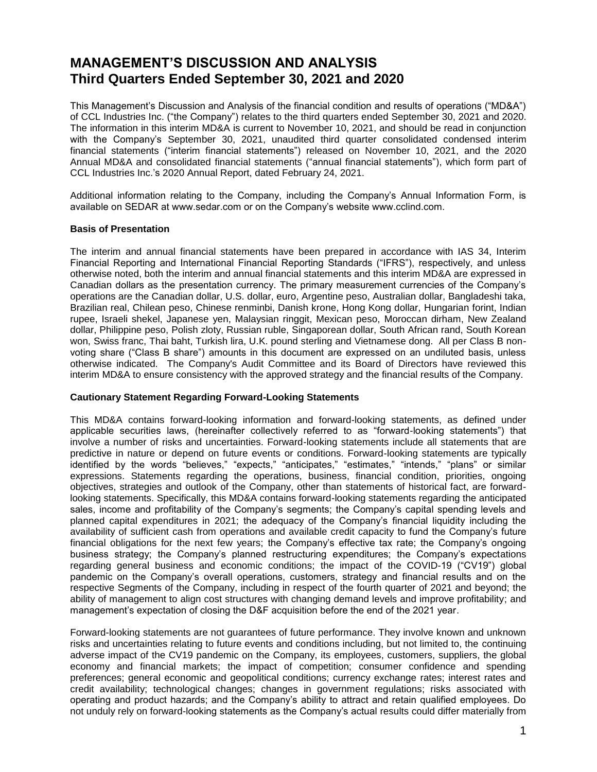# MANAGEMENT'S DISCUSSION AND ANALYSIS
# Third Quarters Ended September 30, 2021 and 2020

This Management's Discussion and Analysis of the financial condition and results of operations ("MD&A") of CCL Industries Inc. ("the Company") relates to the third quarters ended September 30, 2021 and 2020. The information in this interim MD&A is current to November 10, 2021, and should be read in conjunction with the Company's September 30, 2021, unaudited third quarter consolidated condensed interim financial statements ("interim financial statements") released on November 10, 2021, and the 2020 Annual MD&A and consolidated financial statements ("annual financial statements"), which form part of CCL Industries Inc.'s 2020 Annual Report, dated February 24, 2021.

Additional information relating to the Company, including the Company's Annual Information Form, is available on SEDAR at www.sedar.com or on the Company's website www.cclind.com.

### Basis of Presentation

The interim and annual financial statements have been prepared in accordance with IAS 34, Interim Financial Reporting and International Financial Reporting Standards ("IFRS"), respectively, and unless otherwise noted, both the interim and annual financial statements and this interim MD&A are expressed in Canadian dollars as the presentation currency. The primary measurement currencies of the Company's operations are the Canadian dollar, U.S. dollar, euro, Argentine peso, Australian dollar, Bangladeshi taka, Brazilian real, Chilean peso, Chinese renminbi, Danish krone, Hong Kong dollar, Hungarian forint, Indian rupee, Israeli shekel, Japanese yen, Malaysian ringgit, Mexican peso, Moroccan dirham, New Zealand dollar, Philippine peso, Polish zloty, Russian ruble, Singaporean dollar, South African rand, South Korean won, Swiss franc, Thai baht, Turkish lira, U.K. pound sterling and Vietnamese dong. All per Class B non-voting share ("Class B share") amounts in this document are expressed on an undiluted basis, unless otherwise indicated. The Company's Audit Committee and its Board of Directors have reviewed this interim MD&A to ensure consistency with the approved strategy and the financial results of the Company.

### Cautionary Statement Regarding Forward-Looking Statements

This MD&A contains forward-looking information and forward-looking statements, as defined under applicable securities laws, (hereinafter collectively referred to as "forward-looking statements") that involve a number of risks and uncertainties. Forward-looking statements include all statements that are predictive in nature or depend on future events or conditions. Forward-looking statements are typically identified by the words "believes," "expects," "anticipates," "estimates," "intends," "plans" or similar expressions. Statements regarding the operations, business, financial condition, priorities, ongoing objectives, strategies and outlook of the Company, other than statements of historical fact, are forward-looking statements. Specifically, this MD&A contains forward-looking statements regarding the anticipated sales, income and profitability of the Company's segments; the Company's capital spending levels and planned capital expenditures in 2021; the adequacy of the Company's financial liquidity including the availability of sufficient cash from operations and available credit capacity to fund the Company's future financial obligations for the next few years; the Company's effective tax rate; the Company's ongoing business strategy; the Company's planned restructuring expenditures; the Company's expectations regarding general business and economic conditions; the impact of the COVID-19 ("CV19") global pandemic on the Company's overall operations, customers, strategy and financial results and on the respective Segments of the Company, including in respect of the fourth quarter of 2021 and beyond; the ability of management to align cost structures with changing demand levels and improve profitability; and management's expectation of closing the D&F acquisition before the end of the 2021 year.

Forward-looking statements are not guarantees of future performance. They involve known and unknown risks and uncertainties relating to future events and conditions including, but not limited to, the continuing adverse impact of the CV19 pandemic on the Company, its employees, customers, suppliers, the global economy and financial markets; the impact of competition; consumer confidence and spending preferences; general economic and geopolitical conditions; currency exchange rates; interest rates and credit availability; technological changes; changes in government regulations; risks associated with operating and product hazards; and the Company's ability to attract and retain qualified employees. Do not unduly rely on forward-looking statements as the Company's actual results could differ materially from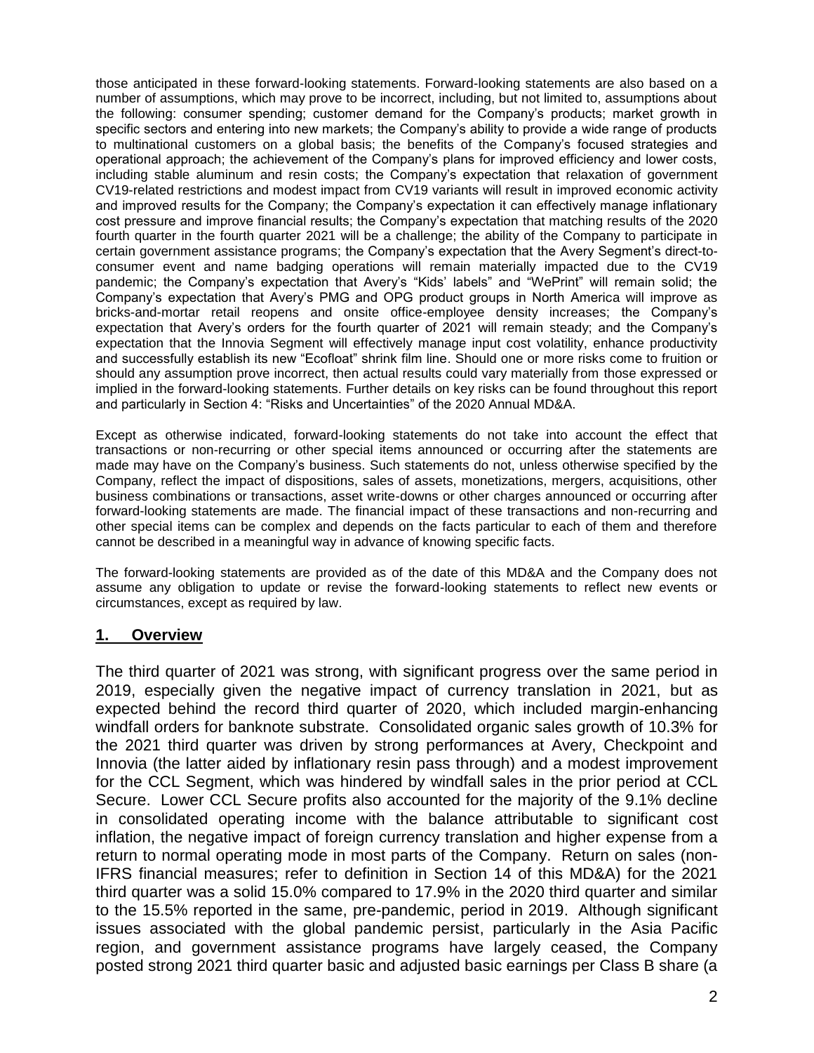those anticipated in these forward-looking statements. Forward-looking statements are also based on a number of assumptions, which may prove to be incorrect, including, but not limited to, assumptions about the following: consumer spending; customer demand for the Company's products; market growth in specific sectors and entering into new markets; the Company's ability to provide a wide range of products to multinational customers on a global basis; the benefits of the Company's focused strategies and operational approach; the achievement of the Company's plans for improved efficiency and lower costs, including stable aluminum and resin costs; the Company's expectation that relaxation of government CV19-related restrictions and modest impact from CV19 variants will result in improved economic activity and improved results for the Company; the Company's expectation it can effectively manage inflationary cost pressure and improve financial results; the Company's expectation that matching results of the 2020 fourth quarter in the fourth quarter 2021 will be a challenge; the ability of the Company to participate in certain government assistance programs; the Company's expectation that the Avery Segment's direct-to-consumer event and name badging operations will remain materially impacted due to the CV19 pandemic; the Company's expectation that Avery's "Kids' labels" and "WePrint" will remain solid; the Company's expectation that Avery's PMG and OPG product groups in North America will improve as bricks-and-mortar retail reopens and onsite office-employee density increases; the Company's expectation that Avery's orders for the fourth quarter of 2021 will remain steady; and the Company's expectation that the Innovia Segment will effectively manage input cost volatility, enhance productivity and successfully establish its new "Ecofloat" shrink film line. Should one or more risks come to fruition or should any assumption prove incorrect, then actual results could vary materially from those expressed or implied in the forward-looking statements. Further details on key risks can be found throughout this report and particularly in Section 4: "Risks and Uncertainties" of the 2020 Annual MD&A.

Except as otherwise indicated, forward-looking statements do not take into account the effect that transactions or non-recurring or other special items announced or occurring after the statements are made may have on the Company's business. Such statements do not, unless otherwise specified by the Company, reflect the impact of dispositions, sales of assets, monetizations, mergers, acquisitions, other business combinations or transactions, asset write-downs or other charges announced or occurring after forward-looking statements are made. The financial impact of these transactions and non-recurring and other special items can be complex and depends on the facts particular to each of them and therefore cannot be described in a meaningful way in advance of knowing specific facts.

The forward-looking statements are provided as of the date of this MD&A and the Company does not assume any obligation to update or revise the forward-looking statements to reflect new events or circumstances, except as required by law.

## 1. Overview

The third quarter of 2021 was strong, with significant progress over the same period in 2019, especially given the negative impact of currency translation in 2021, but as expected behind the record third quarter of 2020, which included margin-enhancing windfall orders for banknote substrate. Consolidated organic sales growth of 10.3% for the 2021 third quarter was driven by strong performances at Avery, Checkpoint and Innovia (the latter aided by inflationary resin pass through) and a modest improvement for the CCL Segment, which was hindered by windfall sales in the prior period at CCL Secure. Lower CCL Secure profits also accounted for the majority of the 9.1% decline in consolidated operating income with the balance attributable to significant cost inflation, the negative impact of foreign currency translation and higher expense from a return to normal operating mode in most parts of the Company. Return on sales (non-IFRS financial measures; refer to definition in Section 14 of this MD&A) for the 2021 third quarter was a solid 15.0% compared to 17.9% in the 2020 third quarter and similar to the 15.5% reported in the same, pre-pandemic, period in 2019. Although significant issues associated with the global pandemic persist, particularly in the Asia Pacific region, and government assistance programs have largely ceased, the Company posted strong 2021 third quarter basic and adjusted basic earnings per Class B share (a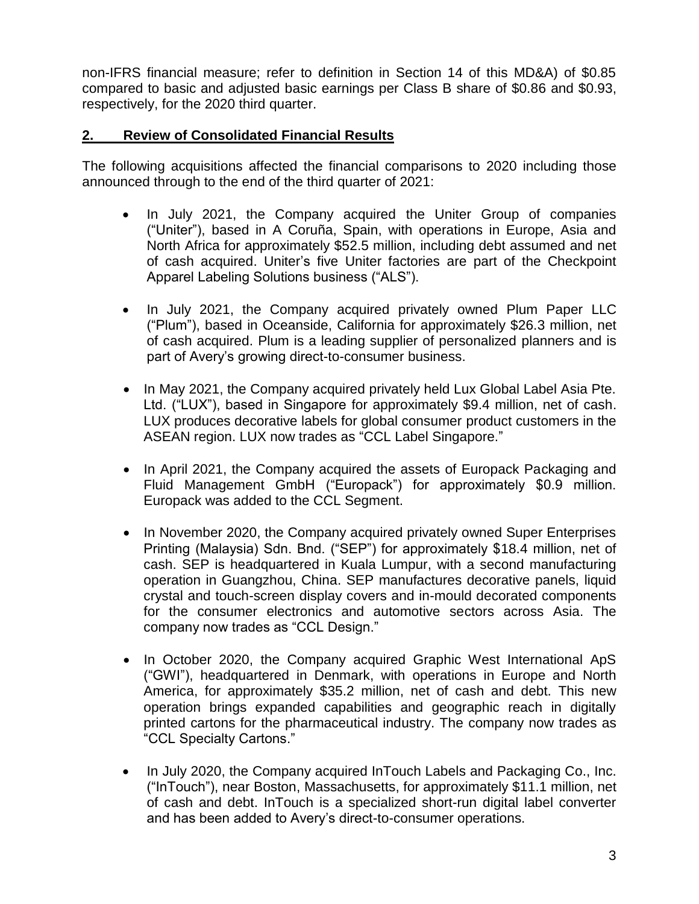non-IFRS financial measure; refer to definition in Section 14 of this MD&A) of $0.85 compared to basic and adjusted basic earnings per Class B share of $0.86 and $0.93, respectively, for the 2020 third quarter.

## 2. Review of Consolidated Financial Results

The following acquisitions affected the financial comparisons to 2020 including those announced through to the end of the third quarter of 2021:

- In July 2021, the Company acquired the Uniter Group of companies ("Uniter"), based in A Coruña, Spain, with operations in Europe, Asia and North Africa for approximately $52.5 million, including debt assumed and net of cash acquired. Uniter's five Uniter factories are part of the Checkpoint Apparel Labeling Solutions business ("ALS").

- In July 2021, the Company acquired privately owned Plum Paper LLC ("Plum"), based in Oceanside, California for approximately $26.3 million, net of cash acquired. Plum is a leading supplier of personalized planners and is part of Avery's growing direct-to-consumer business.

- In May 2021, the Company acquired privately held Lux Global Label Asia Pte. Ltd. ("LUX"), based in Singapore for approximately $9.4 million, net of cash. LUX produces decorative labels for global consumer product customers in the ASEAN region. LUX now trades as "CCL Label Singapore."

- In April 2021, the Company acquired the assets of Europack Packaging and Fluid Management GmbH ("Europack") for approximately $0.9 million. Europack was added to the CCL Segment.

- In November 2020, the Company acquired privately owned Super Enterprises Printing (Malaysia) Sdn. Bnd. ("SEP") for approximately $18.4 million, net of cash. SEP is headquartered in Kuala Lumpur, with a second manufacturing operation in Guangzhou, China. SEP manufactures decorative panels, liquid crystal and touch-screen display covers and in-mould decorated components for the consumer electronics and automotive sectors across Asia. The company now trades as "CCL Design."

- In October 2020, the Company acquired Graphic West International ApS ("GWI"), headquartered in Denmark, with operations in Europe and North America, for approximately $35.2 million, net of cash and debt. This new operation brings expanded capabilities and geographic reach in digitally printed cartons for the pharmaceutical industry. The company now trades as "CCL Specialty Cartons."

- In July 2020, the Company acquired InTouch Labels and Packaging Co., Inc. ("InTouch"), near Boston, Massachusetts, for approximately $11.1 million, net of cash and debt. InTouch is a specialized short-run digital label converter and has been added to Avery's direct-to-consumer operations.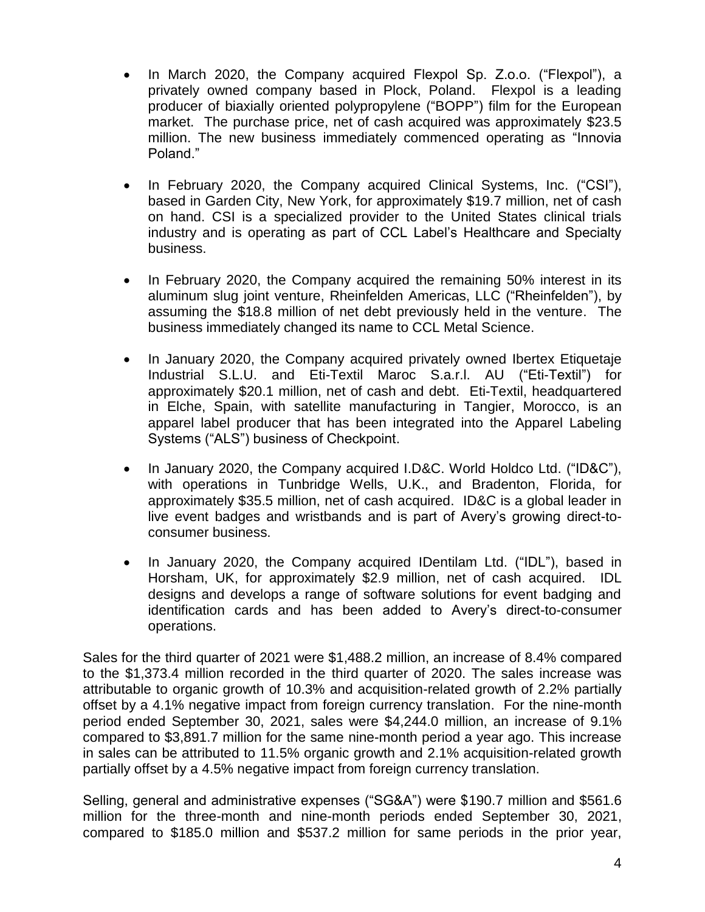- In March 2020, the Company acquired Flexpol Sp. Z.o.o. ("Flexpol"), a privately owned company based in Plock, Poland. Flexpol is a leading producer of biaxially oriented polypropylene ("BOPP") film for the European market. The purchase price, net of cash acquired was approximately $23.5 million. The new business immediately commenced operating as "Innovia Poland."

- In February 2020, the Company acquired Clinical Systems, Inc. ("CSI"), based in Garden City, New York, for approximately $19.7 million, net of cash on hand. CSI is a specialized provider to the United States clinical trials industry and is operating as part of CCL Label's Healthcare and Specialty business.

- In February 2020, the Company acquired the remaining 50% interest in its aluminum slug joint venture, Rheinfelden Americas, LLC ("Rheinfelden"), by assuming the $18.8 million of net debt previously held in the venture. The business immediately changed its name to CCL Metal Science.

- In January 2020, the Company acquired privately owned Ibertex Etiquetaje Industrial S.L.U. and Eti-Textil Maroc S.a.r.l. AU ("Eti-Textil") for approximately $20.1 million, net of cash and debt. Eti-Textil, headquartered in Elche, Spain, with satellite manufacturing in Tangier, Morocco, is an apparel label producer that has been integrated into the Apparel Labeling Systems ("ALS") business of Checkpoint.

- In January 2020, the Company acquired I.D&C. World Holdco Ltd. ("ID&C"), with operations in Tunbridge Wells, U.K., and Bradenton, Florida, for approximately $35.5 million, net of cash acquired. ID&C is a global leader in live event badges and wristbands and is part of Avery's growing direct-to-consumer business.

- In January 2020, the Company acquired IDentilam Ltd. ("IDL"), based in Horsham, UK, for approximately $2.9 million, net of cash acquired. IDL designs and develops a range of software solutions for event badging and identification cards and has been added to Avery's direct-to-consumer operations.

Sales for the third quarter of 2021 were $1,488.2 million, an increase of 8.4% compared to the $1,373.4 million recorded in the third quarter of 2020. The sales increase was attributable to organic growth of 10.3% and acquisition-related growth of 2.2% partially offset by a 4.1% negative impact from foreign currency translation. For the nine-month period ended September 30, 2021, sales were $4,244.0 million, an increase of 9.1% compared to $3,891.7 million for the same nine-month period a year ago. This increase in sales can be attributed to 11.5% organic growth and 2.1% acquisition-related growth partially offset by a 4.5% negative impact from foreign currency translation.

Selling, general and administrative expenses ("SG&A") were $190.7 million and $561.6 million for the three-month and nine-month periods ended September 30, 2021, compared to $185.0 million and $537.2 million for same periods in the prior year,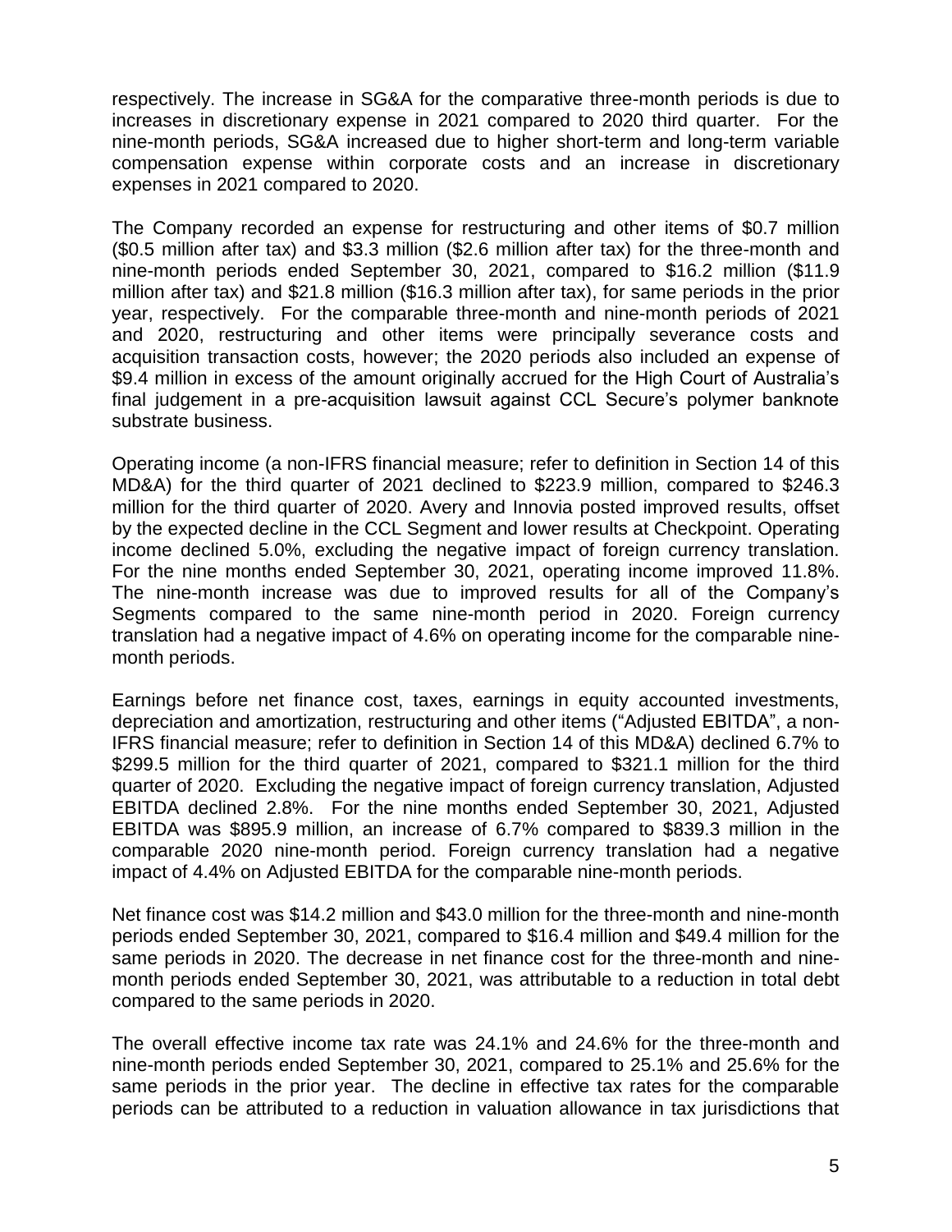respectively. The increase in SG&A for the comparative three-month periods is due to increases in discretionary expense in 2021 compared to 2020 third quarter. For the nine-month periods, SG&A increased due to higher short-term and long-term variable compensation expense within corporate costs and an increase in discretionary expenses in 2021 compared to 2020.

The Company recorded an expense for restructuring and other items of $0.7 million ($0.5 million after tax) and $3.3 million ($2.6 million after tax) for the three-month and nine-month periods ended September 30, 2021, compared to $16.2 million ($11.9 million after tax) and $21.8 million ($16.3 million after tax), for same periods in the prior year, respectively. For the comparable three-month and nine-month periods of 2021 and 2020, restructuring and other items were principally severance costs and acquisition transaction costs, however; the 2020 periods also included an expense of $9.4 million in excess of the amount originally accrued for the High Court of Australia's final judgement in a pre-acquisition lawsuit against CCL Secure's polymer banknote substrate business.

Operating income (a non-IFRS financial measure; refer to definition in Section 14 of this MD&A) for the third quarter of 2021 declined to $223.9 million, compared to $246.3 million for the third quarter of 2020. Avery and Innovia posted improved results, offset by the expected decline in the CCL Segment and lower results at Checkpoint. Operating income declined 5.0%, excluding the negative impact of foreign currency translation. For the nine months ended September 30, 2021, operating income improved 11.8%. The nine-month increase was due to improved results for all of the Company's Segments compared to the same nine-month period in 2020. Foreign currency translation had a negative impact of 4.6% on operating income for the comparable nine-month periods.

Earnings before net finance cost, taxes, earnings in equity accounted investments, depreciation and amortization, restructuring and other items ("Adjusted EBITDA", a non-IFRS financial measure; refer to definition in Section 14 of this MD&A) declined 6.7% to $299.5 million for the third quarter of 2021, compared to $321.1 million for the third quarter of 2020. Excluding the negative impact of foreign currency translation, Adjusted EBITDA declined 2.8%. For the nine months ended September 30, 2021, Adjusted EBITDA was $895.9 million, an increase of 6.7% compared to $839.3 million in the comparable 2020 nine-month period. Foreign currency translation had a negative impact of 4.4% on Adjusted EBITDA for the comparable nine-month periods.

Net finance cost was $14.2 million and $43.0 million for the three-month and nine-month periods ended September 30, 2021, compared to $16.4 million and $49.4 million for the same periods in 2020. The decrease in net finance cost for the three-month and nine-month periods ended September 30, 2021, was attributable to a reduction in total debt compared to the same periods in 2020.

The overall effective income tax rate was 24.1% and 24.6% for the three-month and nine-month periods ended September 30, 2021, compared to 25.1% and 25.6% for the same periods in the prior year. The decline in effective tax rates for the comparable periods can be attributed to a reduction in valuation allowance in tax jurisdictions that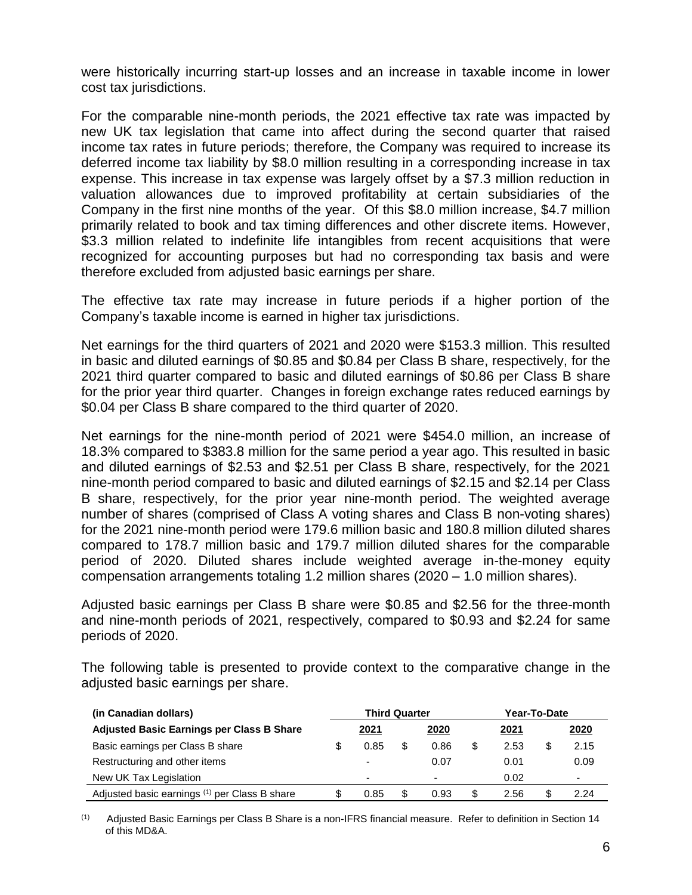were historically incurring start-up losses and an increase in taxable income in lower cost tax jurisdictions.

For the comparable nine-month periods, the 2021 effective tax rate was impacted by new UK tax legislation that came into affect during the second quarter that raised income tax rates in future periods; therefore, the Company was required to increase its deferred income tax liability by $8.0 million resulting in a corresponding increase in tax expense. This increase in tax expense was largely offset by a $7.3 million reduction in valuation allowances due to improved profitability at certain subsidiaries of the Company in the first nine months of the year. Of this $8.0 million increase, $4.7 million primarily related to book and tax timing differences and other discrete items. However, $3.3 million related to indefinite life intangibles from recent acquisitions that were recognized for accounting purposes but had no corresponding tax basis and were therefore excluded from adjusted basic earnings per share.

The effective tax rate may increase in future periods if a higher portion of the Company's taxable income is earned in higher tax jurisdictions.

Net earnings for the third quarters of 2021 and 2020 were $153.3 million. This resulted in basic and diluted earnings of $0.85 and $0.84 per Class B share, respectively, for the 2021 third quarter compared to basic and diluted earnings of $0.86 per Class B share for the prior year third quarter. Changes in foreign exchange rates reduced earnings by $0.04 per Class B share compared to the third quarter of 2020.

Net earnings for the nine-month period of 2021 were $454.0 million, an increase of 18.3% compared to $383.8 million for the same period a year ago. This resulted in basic and diluted earnings of $2.53 and $2.51 per Class B share, respectively, for the 2021 nine-month period compared to basic and diluted earnings of $2.15 and $2.14 per Class B share, respectively, for the prior year nine-month period. The weighted average number of shares (comprised of Class A voting shares and Class B non-voting shares) for the 2021 nine-month period were 179.6 million basic and 180.8 million diluted shares compared to 178.7 million basic and 179.7 million diluted shares for the comparable period of 2020. Diluted shares include weighted average in-the-money equity compensation arrangements totaling 1.2 million shares (2020 – 1.0 million shares).

Adjusted basic earnings per Class B share were $0.85 and $2.56 for the three-month and nine-month periods of 2021, respectively, compared to $0.93 and $2.24 for same periods of 2020.

The following table is presented to provide context to the comparative change in the adjusted basic earnings per share.

| (in Canadian dollars) | Third Quarter | | Year-To-Date | |
|---|---|---|---|---|
| **Adjusted Basic Earnings per Class B Share** | 2021 | 2020 | 2021 | 2020 |
| Basic earnings per Class B share | $ 0.85 | $ 0.86 | $ 2.53 | $ 2.15 |
| Restructuring and other items | - | 0.07 | 0.01 | 0.09 |
| New UK Tax Legislation | - | - | 0.02 | - |
| Adjusted basic earnings [(1)] per Class B share | $ 0.85 | $ 0.93 | $ 2.56 | $ 2.24 |

[(1)] Adjusted Basic Earnings per Class B Share is a non-IFRS financial measure. Refer to definition in Section 14 of this MD&A.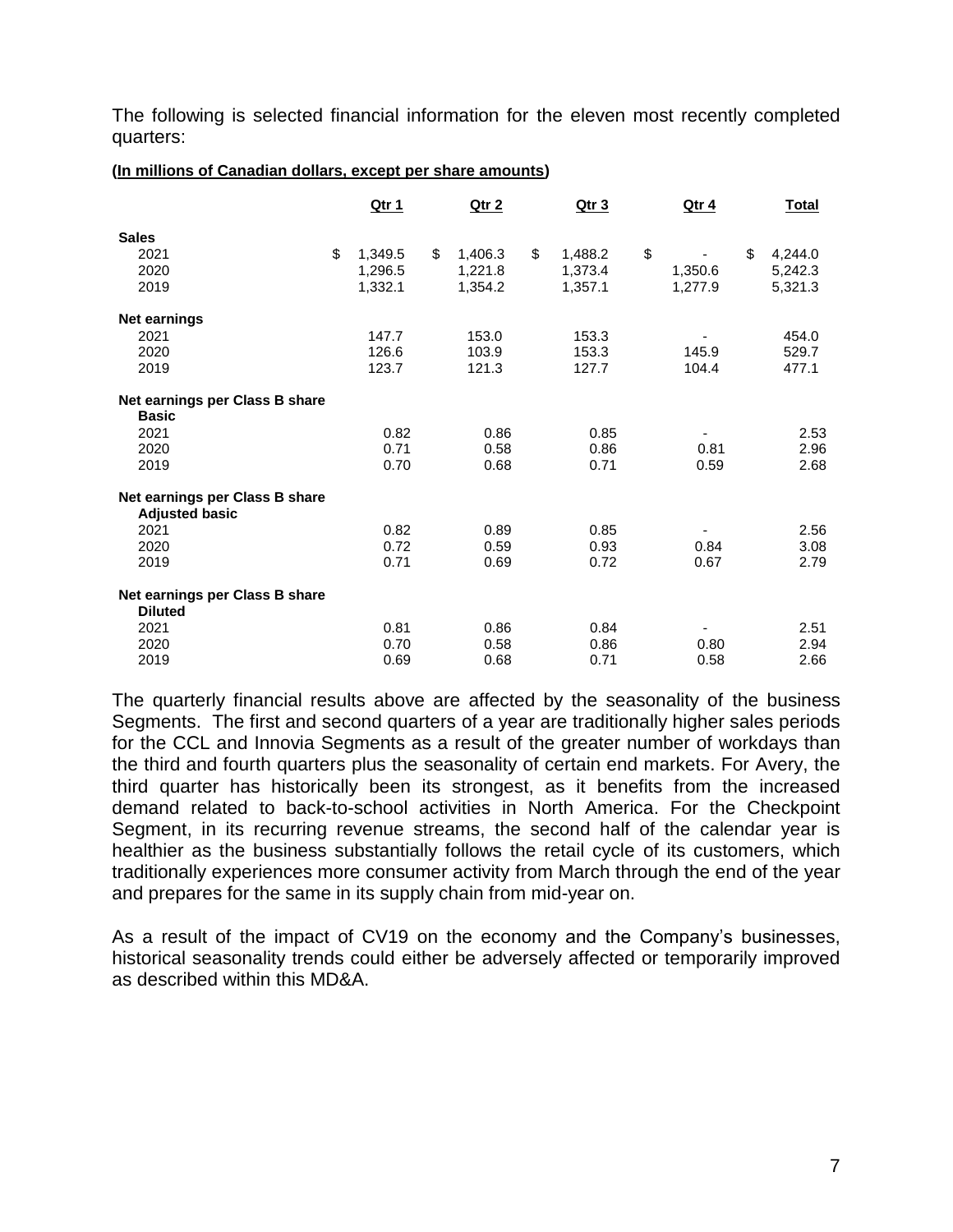The following is selected financial information for the eleven most recently completed quarters:

**(In millions of Canadian dollars, except per share amounts)**

| | Qtr 1 | Qtr 2 | Qtr 3 | Qtr 4 | Total |
|---|---|---|---|---|---|
| **Sales** | | | | | |
| 2021 | $ 1,349.5 | $ 1,406.3 | $ 1,488.2 | $ - | $ 4,244.0 |
| 2020 | 1,296.5 | 1,221.8 | 1,373.4 | 1,350.6 | 5,242.3 |
| 2019 | 1,332.1 | 1,354.2 | 1,357.1 | 1,277.9 | 5,321.3 |
| **Net earnings** | | | | | |
| 2021 | 147.7 | 153.0 | 153.3 | - | 454.0 |
| 2020 | 126.6 | 103.9 | 153.3 | 145.9 | 529.7 |
| 2019 | 123.7 | 121.3 | 127.7 | 104.4 | 477.1 |
| **Net earnings per Class B share Basic** | | | | | |
| 2021 | 0.82 | 0.86 | 0.85 | - | 2.53 |
| 2020 | 0.71 | 0.58 | 0.86 | 0.81 | 2.96 |
| 2019 | 0.70 | 0.68 | 0.71 | 0.59 | 2.68 |
| **Net earnings per Class B share Adjusted basic** | | | | | |
| 2021 | 0.82 | 0.89 | 0.85 | - | 2.56 |
| 2020 | 0.72 | 0.59 | 0.93 | 0.84 | 3.08 |
| 2019 | 0.71 | 0.69 | 0.72 | 0.67 | 2.79 |
| **Net earnings per Class B share Diluted** | | | | | |
| 2021 | 0.81 | 0.86 | 0.84 | - | 2.51 |
| 2020 | 0.70 | 0.58 | 0.86 | 0.80 | 2.94 |
| 2019 | 0.69 | 0.68 | 0.71 | 0.58 | 2.66 |

The quarterly financial results above are affected by the seasonality of the business Segments. The first and second quarters of a year are traditionally higher sales periods for the CCL and Innovia Segments as a result of the greater number of workdays than the third and fourth quarters plus the seasonality of certain end markets. For Avery, the third quarter has historically been its strongest, as it benefits from the increased demand related to back-to-school activities in North America. For the Checkpoint Segment, in its recurring revenue streams, the second half of the calendar year is healthier as the business substantially follows the retail cycle of its customers, which traditionally experiences more consumer activity from March through the end of the year and prepares for the same in its supply chain from mid-year on.

As a result of the impact of CV19 on the economy and the Company's businesses, historical seasonality trends could either be adversely affected or temporarily improved as described within this MD&A.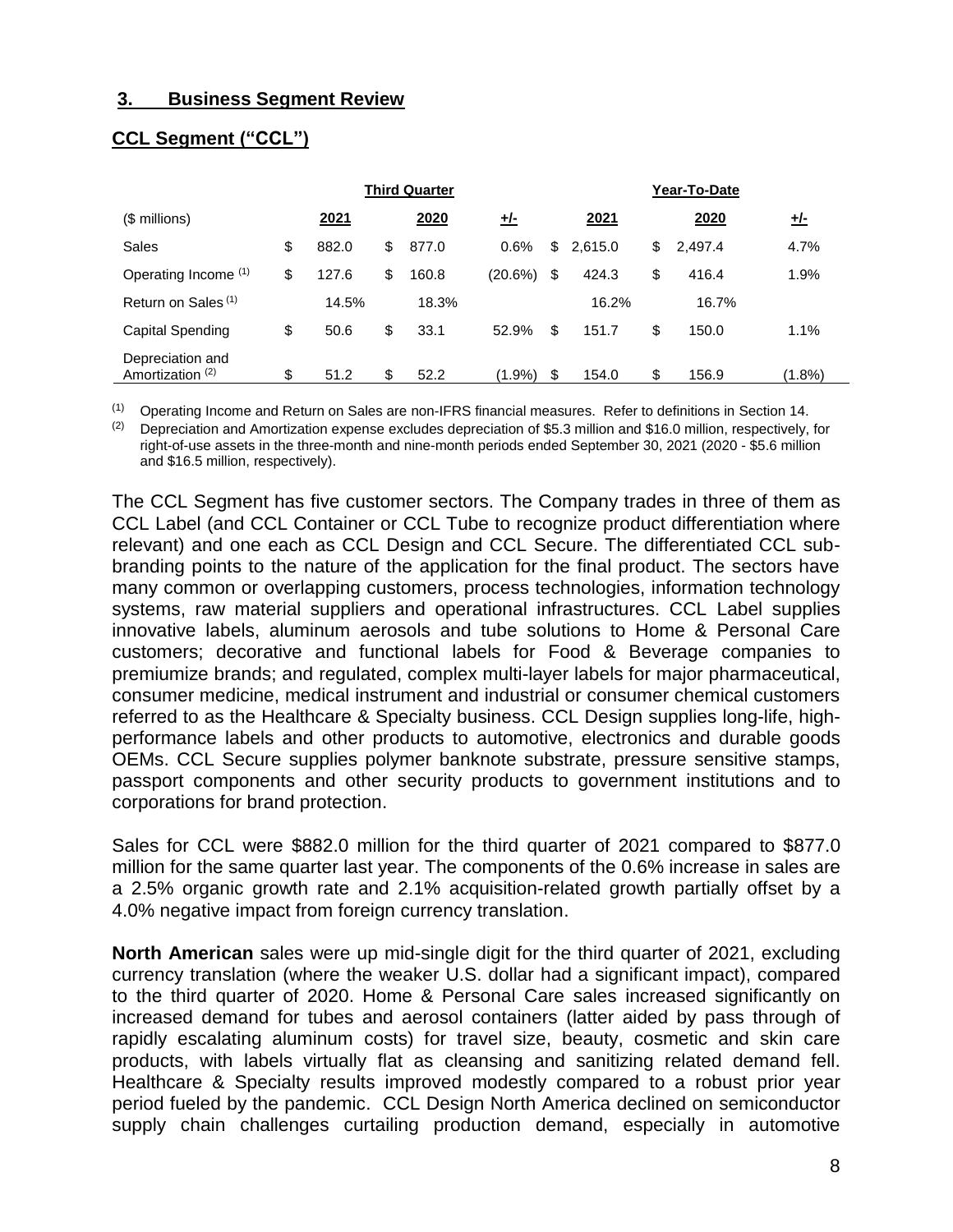## 3. Business Segment Review

## CCL Segment ("CCL")

| | Third Quarter | | | Year-To-Date | | |
|---|---|---|---|---|---|---|
| ($ millions) | 2021 | 2020 | +/- | 2021 | 2020 | +/- |
| Sales | $ 882.0 | $ 877.0 | 0.6% | $ 2,615.0 | $ 2,497.4 | 4.7% |
| Operating Income [(1)] | $ 127.6 | $ 160.8 | (20.6%) | $ 424.3 | $ 416.4 | 1.9% |
| Return on Sales [(1)] | 14.5% | 18.3% | | 16.2% | 16.7% | |
| Capital Spending | $ 50.6 | $ 33.1 | 52.9% | $ 151.7 | $ 150.0 | 1.1% |
| Depreciation and Amortization [(2)] | $ 51.2 | $ 52.2 | (1.9%) | $ 154.0 | $ 156.9 | (1.8%) |

[(1)] Operating Income and Return on Sales are non-IFRS financial measures. Refer to definitions in Section 14.

[(2)] Depreciation and Amortization expense excludes depreciation of $5.3 million and $16.0 million, respectively, for right-of-use assets in the three-month and nine-month periods ended September 30, 2021 (2020 - $5.6 million and $16.5 million, respectively).

The CCL Segment has five customer sectors. The Company trades in three of them as CCL Label (and CCL Container or CCL Tube to recognize product differentiation where relevant) and one each as CCL Design and CCL Secure. The differentiated CCL sub-branding points to the nature of the application for the final product. The sectors have many common or overlapping customers, process technologies, information technology systems, raw material suppliers and operational infrastructures. CCL Label supplies innovative labels, aluminum aerosols and tube solutions to Home & Personal Care customers; decorative and functional labels for Food & Beverage companies to premiumize brands; and regulated, complex multi-layer labels for major pharmaceutical, consumer medicine, medical instrument and industrial or consumer chemical customers referred to as the Healthcare & Specialty business. CCL Design supplies long-life, high-performance labels and other products to automotive, electronics and durable goods OEMs. CCL Secure supplies polymer banknote substrate, pressure sensitive stamps, passport components and other security products to government institutions and to corporations for brand protection.

Sales for CCL were $882.0 million for the third quarter of 2021 compared to $877.0 million for the same quarter last year. The components of the 0.6% increase in sales are a 2.5% organic growth rate and 2.1% acquisition-related growth partially offset by a 4.0% negative impact from foreign currency translation.

**North American** sales were up mid-single digit for the third quarter of 2021, excluding currency translation (where the weaker U.S. dollar had a significant impact), compared to the third quarter of 2020. Home & Personal Care sales increased significantly on increased demand for tubes and aerosol containers (latter aided by pass through of rapidly escalating aluminum costs) for travel size, beauty, cosmetic and skin care products, with labels virtually flat as cleansing and sanitizing related demand fell. Healthcare & Specialty results improved modestly compared to a robust prior year period fueled by the pandemic. CCL Design North America declined on semiconductor supply chain challenges curtailing production demand, especially in automotive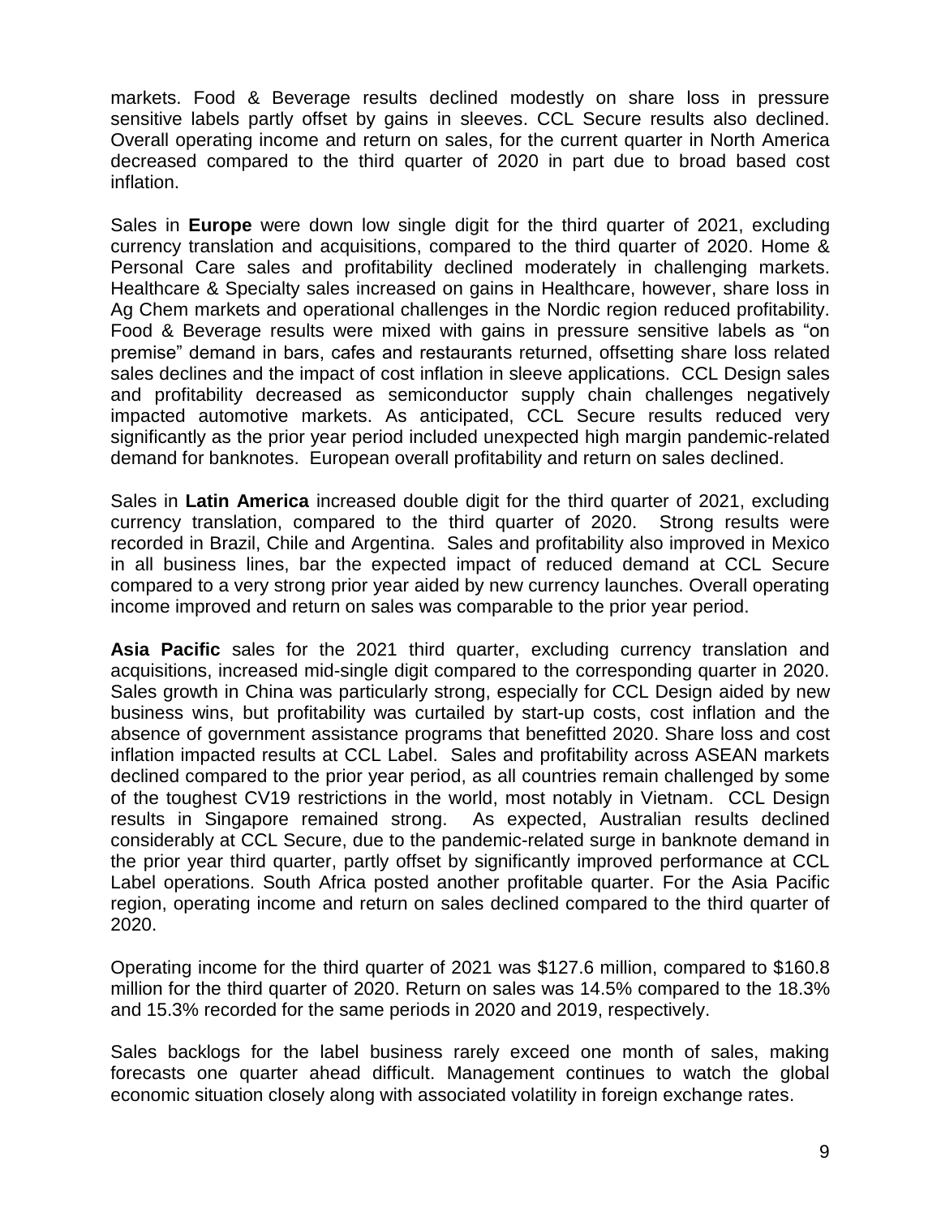markets. Food & Beverage results declined modestly on share loss in pressure sensitive labels partly offset by gains in sleeves. CCL Secure results also declined. Overall operating income and return on sales, for the current quarter in North America decreased compared to the third quarter of 2020 in part due to broad based cost inflation.

Sales in **Europe** were down low single digit for the third quarter of 2021, excluding currency translation and acquisitions, compared to the third quarter of 2020. Home & Personal Care sales and profitability declined moderately in challenging markets. Healthcare & Specialty sales increased on gains in Healthcare, however, share loss in Ag Chem markets and operational challenges in the Nordic region reduced profitability. Food & Beverage results were mixed with gains in pressure sensitive labels as "on premise" demand in bars, cafes and restaurants returned, offsetting share loss related sales declines and the impact of cost inflation in sleeve applications. CCL Design sales and profitability decreased as semiconductor supply chain challenges negatively impacted automotive markets. As anticipated, CCL Secure results reduced very significantly as the prior year period included unexpected high margin pandemic-related demand for banknotes. European overall profitability and return on sales declined.

Sales in **Latin America** increased double digit for the third quarter of 2021, excluding currency translation, compared to the third quarter of 2020. Strong results were recorded in Brazil, Chile and Argentina. Sales and profitability also improved in Mexico in all business lines, bar the expected impact of reduced demand at CCL Secure compared to a very strong prior year aided by new currency launches. Overall operating income improved and return on sales was comparable to the prior year period.

**Asia Pacific** sales for the 2021 third quarter, excluding currency translation and acquisitions, increased mid-single digit compared to the corresponding quarter in 2020. Sales growth in China was particularly strong, especially for CCL Design aided by new business wins, but profitability was curtailed by start-up costs, cost inflation and the absence of government assistance programs that benefitted 2020. Share loss and cost inflation impacted results at CCL Label. Sales and profitability across ASEAN markets declined compared to the prior year period, as all countries remain challenged by some of the toughest CV19 restrictions in the world, most notably in Vietnam. CCL Design results in Singapore remained strong. As expected, Australian results declined considerably at CCL Secure, due to the pandemic-related surge in banknote demand in the prior year third quarter, partly offset by significantly improved performance at CCL Label operations. South Africa posted another profitable quarter. For the Asia Pacific region, operating income and return on sales declined compared to the third quarter of 2020.

Operating income for the third quarter of 2021 was $127.6 million, compared to $160.8 million for the third quarter of 2020. Return on sales was 14.5% compared to the 18.3% and 15.3% recorded for the same periods in 2020 and 2019, respectively.

Sales backlogs for the label business rarely exceed one month of sales, making forecasts one quarter ahead difficult. Management continues to watch the global economic situation closely along with associated volatility in foreign exchange rates.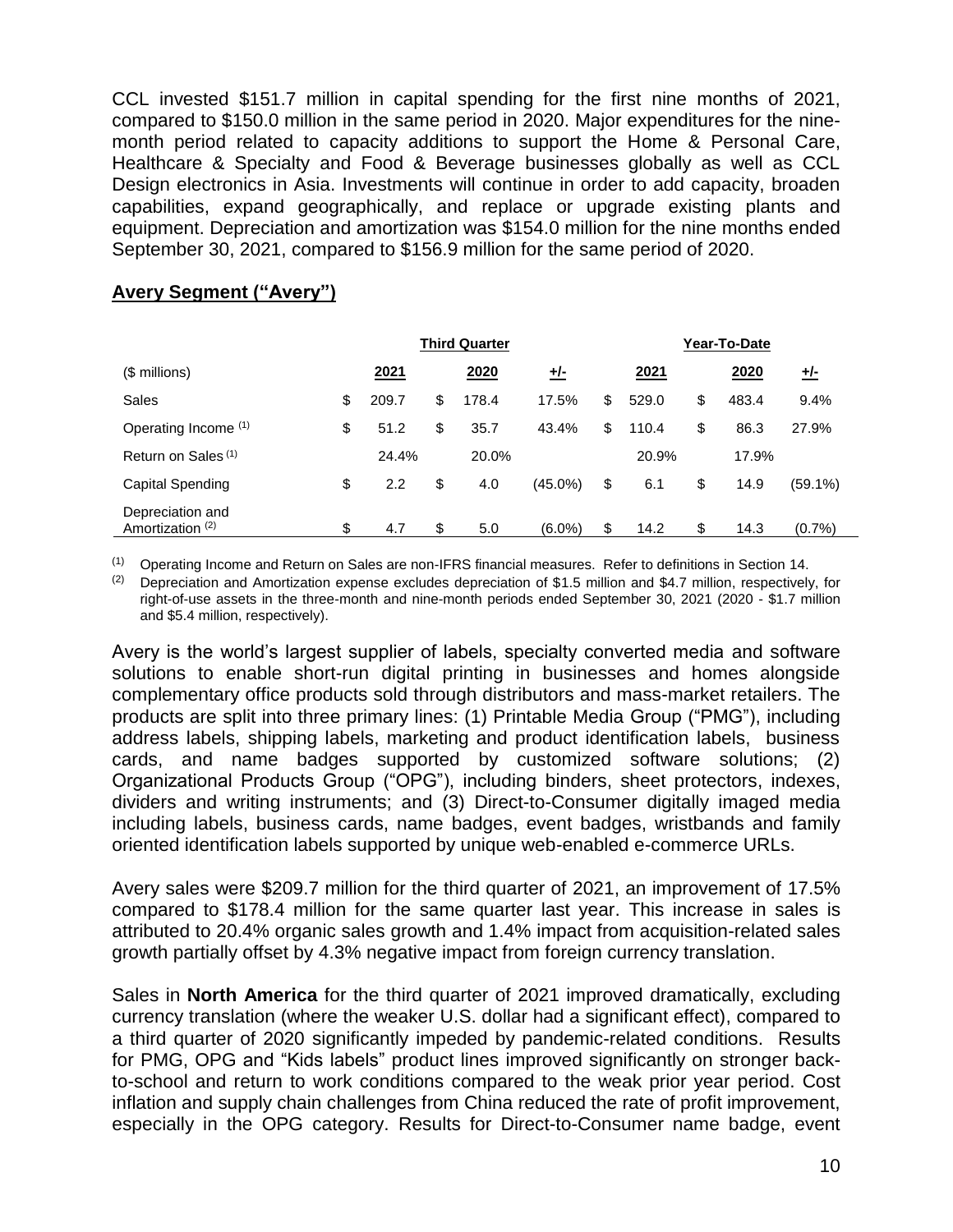CCL invested $151.7 million in capital spending for the first nine months of 2021, compared to $150.0 million in the same period in 2020. Major expenditures for the nine-month period related to capacity additions to support the Home & Personal Care, Healthcare & Specialty and Food & Beverage businesses globally as well as CCL Design electronics in Asia. Investments will continue in order to add capacity, broaden capabilities, expand geographically, and replace or upgrade existing plants and equipment. Depreciation and amortization was $154.0 million for the nine months ended September 30, 2021, compared to $156.9 million for the same period of 2020.

## Avery Segment ("Avery")

| | Third Quarter | | | Year-To-Date | | |
|---|---|---|---|---|---|---|
| ($ millions) | 2021 | 2020 | +/- | 2021 | 2020 | +/- |
| Sales | $ 209.7 | $ 178.4 | 17.5% | $ 529.0 | $ 483.4 | 9.4% |
| Operating Income [(1)] | $ 51.2 | $ 35.7 | 43.4% | $ 110.4 | $ 86.3 | 27.9% |
| Return on Sales [(1)] | 24.4% | 20.0% | | 20.9% | 17.9% | |
| Capital Spending | $ 2.2 | $ 4.0 | (45.0%) | $ 6.1 | $ 14.9 | (59.1%) |
| Depreciation and Amortization [(2)] | $ 4.7 | $ 5.0 | (6.0%) | $ 14.2 | $ 14.3 | (0.7%) |

(1) Operating Income and Return on Sales are non-IFRS financial measures. Refer to definitions in Section 14.

(2) Depreciation and Amortization expense excludes depreciation of $1.5 million and $4.7 million, respectively, for right-of-use assets in the three-month and nine-month periods ended September 30, 2021 (2020 - $1.7 million and $5.4 million, respectively).

Avery is the world's largest supplier of labels, specialty converted media and software solutions to enable short-run digital printing in businesses and homes alongside complementary office products sold through distributors and mass-market retailers. The products are split into three primary lines: (1) Printable Media Group ("PMG"), including address labels, shipping labels, marketing and product identification labels, business cards, and name badges supported by customized software solutions; (2) Organizational Products Group ("OPG"), including binders, sheet protectors, indexes, dividers and writing instruments; and (3) Direct-to-Consumer digitally imaged media including labels, business cards, name badges, event badges, wristbands and family oriented identification labels supported by unique web-enabled e-commerce URLs.

Avery sales were $209.7 million for the third quarter of 2021, an improvement of 17.5% compared to $178.4 million for the same quarter last year. This increase in sales is attributed to 20.4% organic sales growth and 1.4% impact from acquisition-related sales growth partially offset by 4.3% negative impact from foreign currency translation.

Sales in **North America** for the third quarter of 2021 improved dramatically, excluding currency translation (where the weaker U.S. dollar had a significant effect), compared to a third quarter of 2020 significantly impeded by pandemic-related conditions. Results for PMG, OPG and "Kids labels" product lines improved significantly on stronger back-to-school and return to work conditions compared to the weak prior year period. Cost inflation and supply chain challenges from China reduced the rate of profit improvement, especially in the OPG category. Results for Direct-to-Consumer name badge, event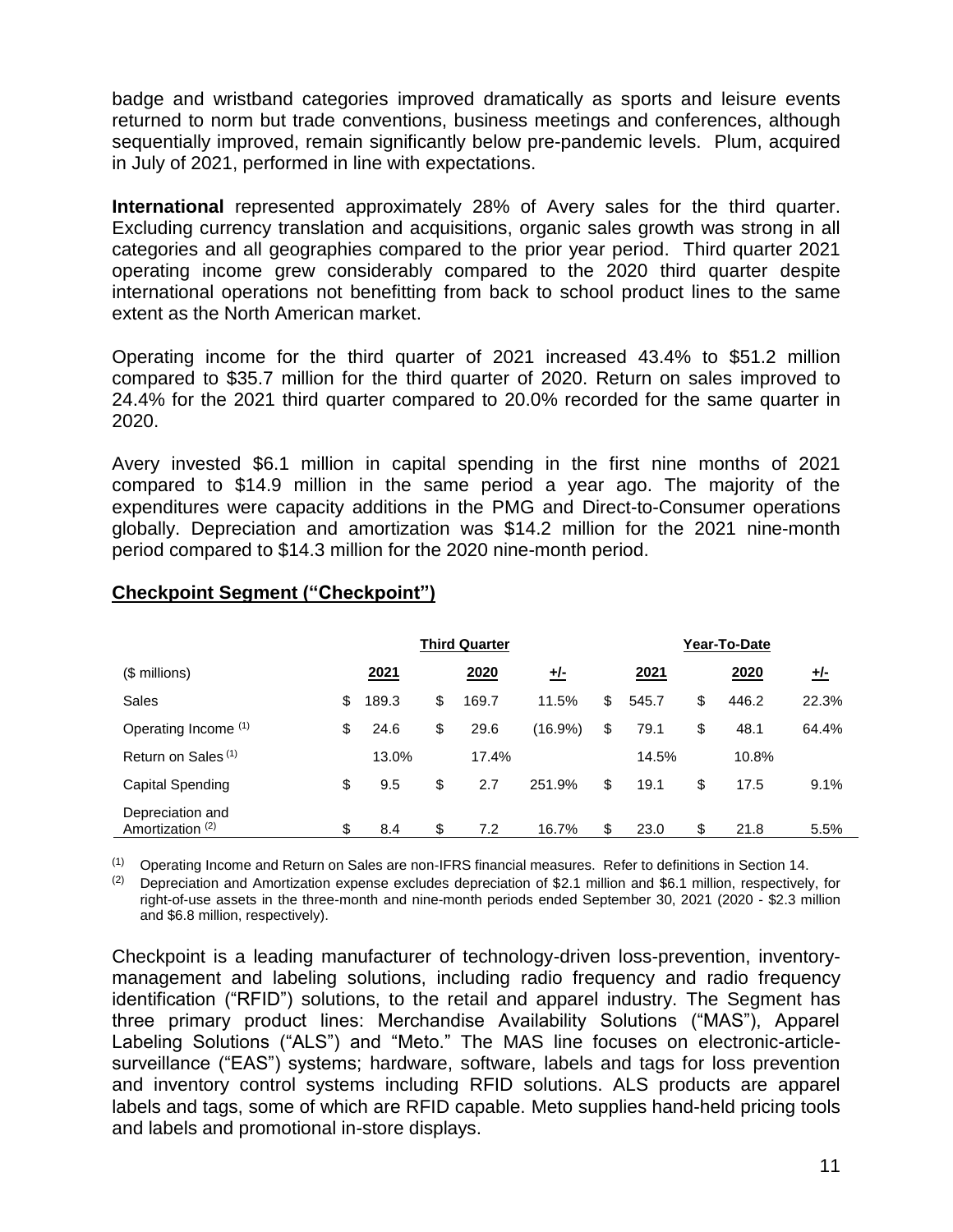badge and wristband categories improved dramatically as sports and leisure events returned to norm but trade conventions, business meetings and conferences, although sequentially improved, remain significantly below pre-pandemic levels. Plum, acquired in July of 2021, performed in line with expectations.

**International** represented approximately 28% of Avery sales for the third quarter. Excluding currency translation and acquisitions, organic sales growth was strong in all categories and all geographies compared to the prior year period. Third quarter 2021 operating income grew considerably compared to the 2020 third quarter despite international operations not benefitting from back to school product lines to the same extent as the North American market.

Operating income for the third quarter of 2021 increased 43.4% to $51.2 million compared to $35.7 million for the third quarter of 2020. Return on sales improved to 24.4% for the 2021 third quarter compared to 20.0% recorded for the same quarter in 2020.

Avery invested $6.1 million in capital spending in the first nine months of 2021 compared to $14.9 million in the same period a year ago. The majority of the expenditures were capacity additions in the PMG and Direct-to-Consumer operations globally. Depreciation and amortization was $14.2 million for the 2021 nine-month period compared to $14.3 million for the 2020 nine-month period.

## Checkpoint Segment ("Checkpoint")

| | Third Quarter | | | Year-To-Date | | |
|---|---|---|---|---|---|---|
| ($ millions) | 2021 | 2020 | +/- | 2021 | 2020 | +/- |
| Sales | $ 189.3 | $ 169.7 | 11.5% | $ 545.7 | $ 446.2 | 22.3% |
| Operating Income [1] | $ 24.6 | $ 29.6 | (16.9%) | $ 79.1 | $ 48.1 | 64.4% |
| Return on Sales [1] | 13.0% | 17.4% | | 14.5% | 10.8% | |
| Capital Spending | $ 9.5 | $ 2.7 | 251.9% | $ 19.1 | $ 17.5 | 9.1% |
| Depreciation and Amortization [2] | $ 8.4 | $ 7.2 | 16.7% | $ 23.0 | $ 21.8 | 5.5% |

[1] Operating Income and Return on Sales are non-IFRS financial measures. Refer to definitions in Section 14.

[2] Depreciation and Amortization expense excludes depreciation of $2.1 million and $6.1 million, respectively, for right-of-use assets in the three-month and nine-month periods ended September 30, 2021 (2020 - $2.3 million and $6.8 million, respectively).

Checkpoint is a leading manufacturer of technology-driven loss-prevention, inventory-management and labeling solutions, including radio frequency and radio frequency identification ("RFID") solutions, to the retail and apparel industry. The Segment has three primary product lines: Merchandise Availability Solutions ("MAS"), Apparel Labeling Solutions ("ALS") and "Meto." The MAS line focuses on electronic-article-surveillance ("EAS") systems; hardware, software, labels and tags for loss prevention and inventory control systems including RFID solutions. ALS products are apparel labels and tags, some of which are RFID capable. Meto supplies hand-held pricing tools and labels and promotional in-store displays.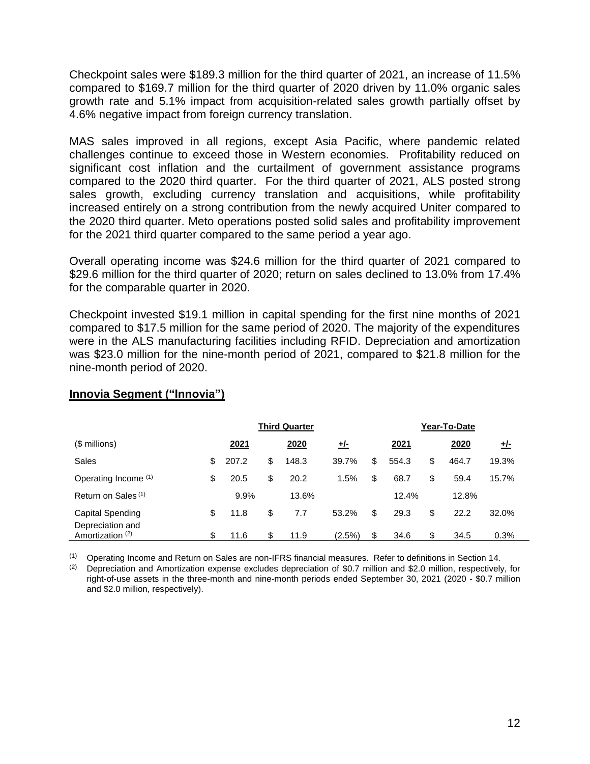Checkpoint sales were $189.3 million for the third quarter of 2021, an increase of 11.5% compared to $169.7 million for the third quarter of 2020 driven by 11.0% organic sales growth rate and 5.1% impact from acquisition-related sales growth partially offset by 4.6% negative impact from foreign currency translation.

MAS sales improved in all regions, except Asia Pacific, where pandemic related challenges continue to exceed those in Western economies. Profitability reduced on significant cost inflation and the curtailment of government assistance programs compared to the 2020 third quarter. For the third quarter of 2021, ALS posted strong sales growth, excluding currency translation and acquisitions, while profitability increased entirely on a strong contribution from the newly acquired Uniter compared to the 2020 third quarter. Meto operations posted solid sales and profitability improvement for the 2021 third quarter compared to the same period a year ago.

Overall operating income was $24.6 million for the third quarter of 2021 compared to $29.6 million for the third quarter of 2020; return on sales declined to 13.0% from 17.4% for the comparable quarter in 2020.

Checkpoint invested $19.1 million in capital spending for the first nine months of 2021 compared to $17.5 million for the same period of 2020. The majority of the expenditures were in the ALS manufacturing facilities including RFID. Depreciation and amortization was $23.0 million for the nine-month period of 2021, compared to $21.8 million for the nine-month period of 2020.

## Innovia Segment ("Innovia")

| | Third Quarter | | | Year-To-Date | | |
|---|---|---|---|---|---|---|
| ($ millions) | 2021 | 2020 | +/- | 2021 | 2020 | +/- |
| Sales | $ 207.2 | $ 148.3 | 39.7% | $ 554.3 | $ 464.7 | 19.3% |
| Operating Income [(1)] | $ 20.5 | $ 20.2 | 1.5% | $ 68.7 | $ 59.4 | 15.7% |
| Return on Sales [(1)] | 9.9% | 13.6% | | 12.4% | 12.8% | |
| Capital Spending | $ 11.8 | $ 7.7 | 53.2% | $ 29.3 | $ 22.2 | 32.0% |
| Depreciation and Amortization [(2)] | $ 11.6 | $ 11.9 | (2.5%) | $ 34.6 | $ 34.5 | 0.3% |

[(1)] Operating Income and Return on Sales are non-IFRS financial measures. Refer to definitions in Section 14.

[(2)] Depreciation and Amortization expense excludes depreciation of $0.7 million and $2.0 million, respectively, for right-of-use assets in the three-month and nine-month periods ended September 30, 2021 (2020 - $0.7 million and $2.0 million, respectively).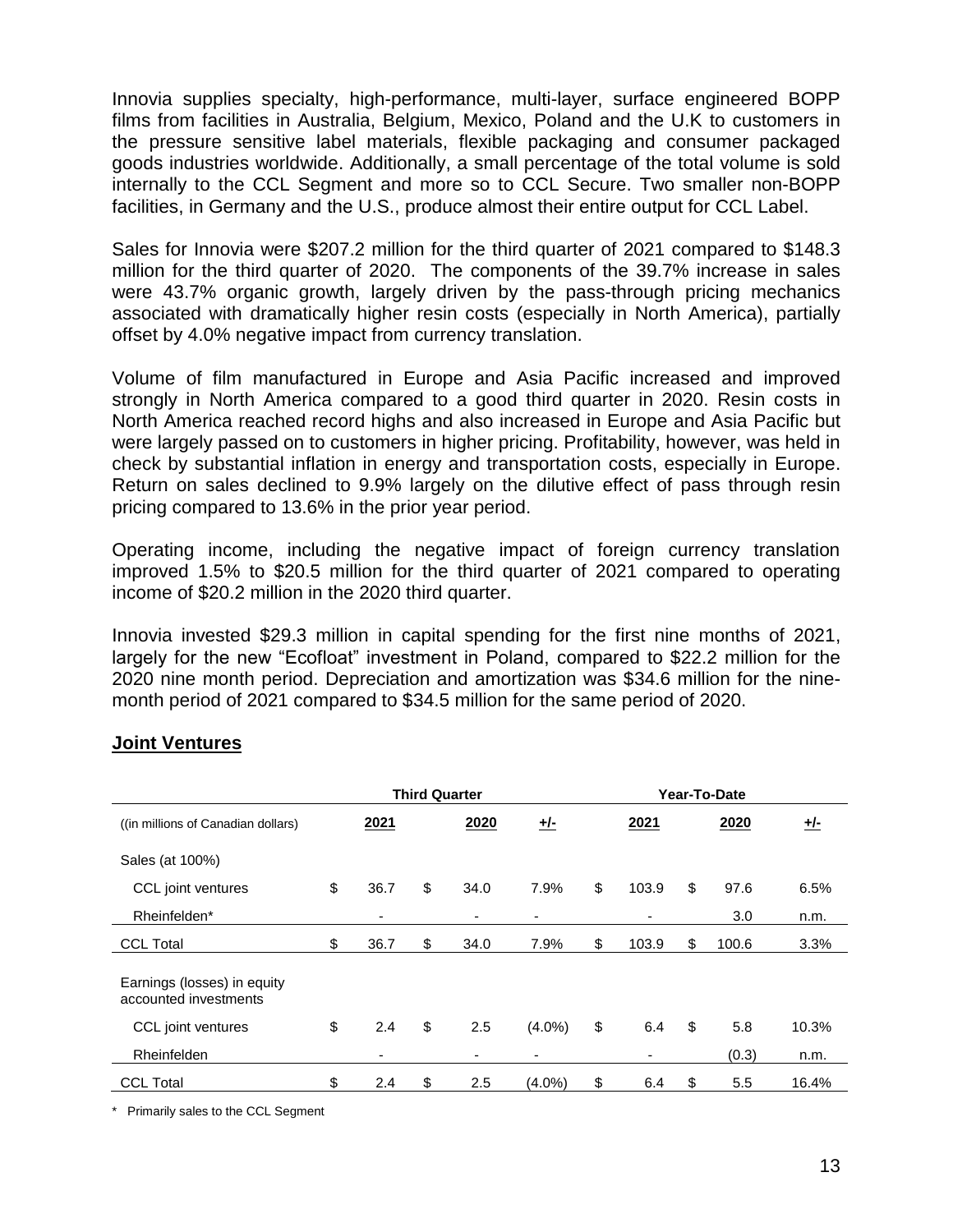Innovia supplies specialty, high-performance, multi-layer, surface engineered BOPP films from facilities in Australia, Belgium, Mexico, Poland and the U.K to customers in the pressure sensitive label materials, flexible packaging and consumer packaged goods industries worldwide. Additionally, a small percentage of the total volume is sold internally to the CCL Segment and more so to CCL Secure. Two smaller non-BOPP facilities, in Germany and the U.S., produce almost their entire output for CCL Label.

Sales for Innovia were $207.2 million for the third quarter of 2021 compared to $148.3 million for the third quarter of 2020. The components of the 39.7% increase in sales were 43.7% organic growth, largely driven by the pass-through pricing mechanics associated with dramatically higher resin costs (especially in North America), partially offset by 4.0% negative impact from currency translation.

Volume of film manufactured in Europe and Asia Pacific increased and improved strongly in North America compared to a good third quarter in 2020. Resin costs in North America reached record highs and also increased in Europe and Asia Pacific but were largely passed on to customers in higher pricing. Profitability, however, was held in check by substantial inflation in energy and transportation costs, especially in Europe. Return on sales declined to 9.9% largely on the dilutive effect of pass through resin pricing compared to 13.6% in the prior year period.

Operating income, including the negative impact of foreign currency translation improved 1.5% to $20.5 million for the third quarter of 2021 compared to operating income of $20.2 million in the 2020 third quarter.

Innovia invested $29.3 million in capital spending for the first nine months of 2021, largely for the new "Ecofloat" investment in Poland, compared to $22.2 million for the 2020 nine month period. Depreciation and amortization was $34.6 million for the nine-month period of 2021 compared to $34.5 million for the same period of 2020.

## Joint Ventures

| | Third Quarter | | | Year-To-Date | | |
|---|---|---|---|---|---|---|
| ((in millions of Canadian dollars) | 2021 | 2020 | +/- | 2021 | 2020 | +/- |
| Sales (at 100%) | | | | | | |
| CCL joint ventures | $ 36.7 | $ 34.0 | 7.9% | $ 103.9 | $ 97.6 | 6.5% |
| Rheinfelden* | - | - | - | - | 3.0 | n.m. |
| CCL Total | $ 36.7 | $ 34.0 | 7.9% | $ 103.9 | $ 100.6 | 3.3% |
| Earnings (losses) in equity accounted investments | | | | | | |
| CCL joint ventures | $ 2.4 | $ 2.5 | (4.0%) | $ 6.4 | $ 5.8 | 10.3% |
| Rheinfelden | - | - | - | - | (0.3) | n.m. |
| CCL Total | $ 2.4 | $ 2.5 | (4.0%) | $ 6.4 | $ 5.5 | 16.4% |

\* Primarily sales to the CCL Segment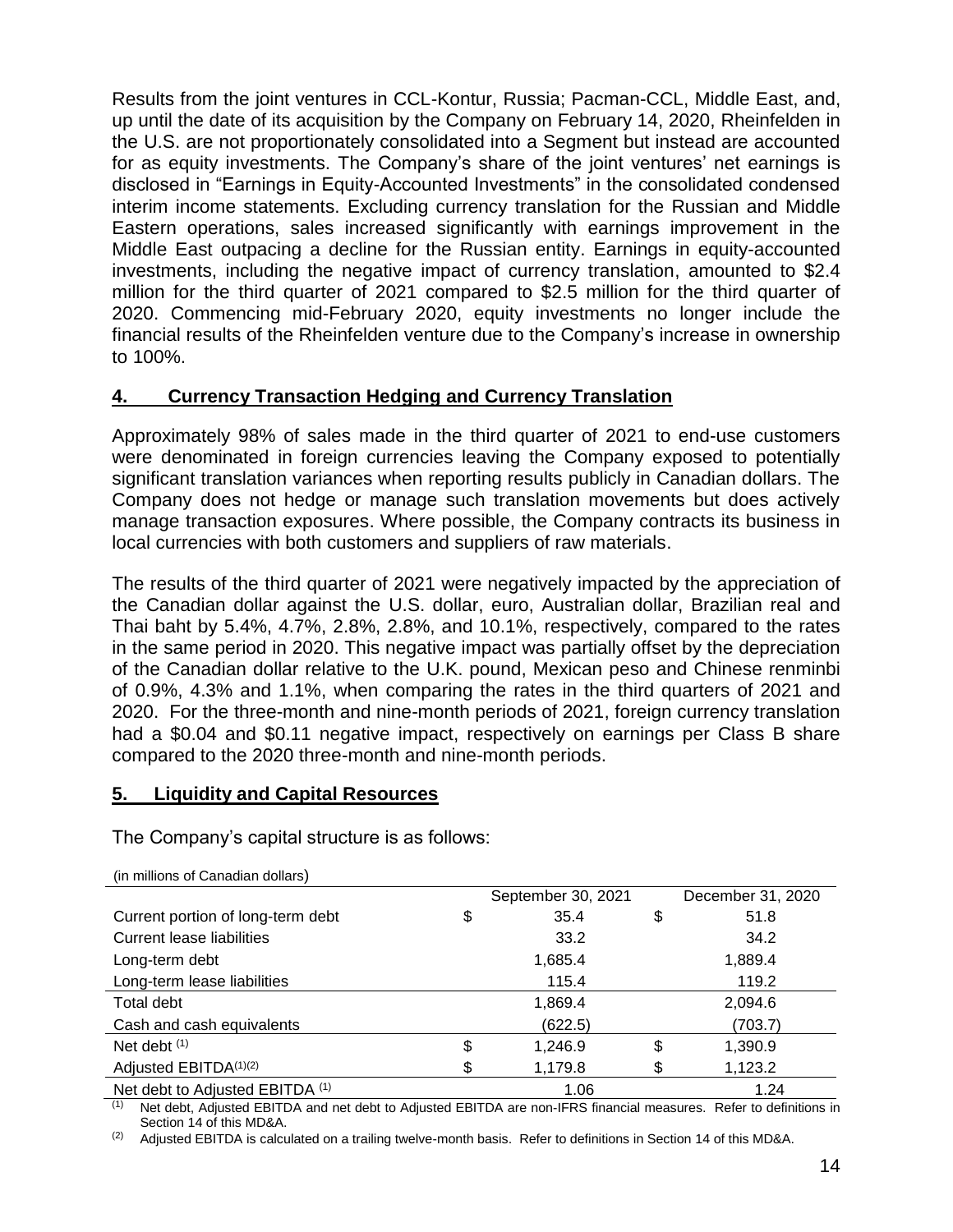Results from the joint ventures in CCL-Kontur, Russia; Pacman-CCL, Middle East, and, up until the date of its acquisition by the Company on February 14, 2020, Rheinfelden in the U.S. are not proportionately consolidated into a Segment but instead are accounted for as equity investments. The Company's share of the joint ventures' net earnings is disclosed in "Earnings in Equity-Accounted Investments" in the consolidated condensed interim income statements. Excluding currency translation for the Russian and Middle Eastern operations, sales increased significantly with earnings improvement in the Middle East outpacing a decline for the Russian entity. Earnings in equity-accounted investments, including the negative impact of currency translation, amounted to $2.4 million for the third quarter of 2021 compared to $2.5 million for the third quarter of 2020. Commencing mid-February 2020, equity investments no longer include the financial results of the Rheinfelden venture due to the Company's increase in ownership to 100%.

## 4. Currency Transaction Hedging and Currency Translation

Approximately 98% of sales made in the third quarter of 2021 to end-use customers were denominated in foreign currencies leaving the Company exposed to potentially significant translation variances when reporting results publicly in Canadian dollars. The Company does not hedge or manage such translation movements but does actively manage transaction exposures. Where possible, the Company contracts its business in local currencies with both customers and suppliers of raw materials.

The results of the third quarter of 2021 were negatively impacted by the appreciation of the Canadian dollar against the U.S. dollar, euro, Australian dollar, Brazilian real and Thai baht by 5.4%, 4.7%, 2.8%, 2.8%, and 10.1%, respectively, compared to the rates in the same period in 2020. This negative impact was partially offset by the depreciation of the Canadian dollar relative to the U.K. pound, Mexican peso and Chinese renminbi of 0.9%, 4.3% and 1.1%, when comparing the rates in the third quarters of 2021 and 2020. For the three-month and nine-month periods of 2021, foreign currency translation had a $0.04 and $0.11 negative impact, respectively on earnings per Class B share compared to the 2020 three-month and nine-month periods.

## 5. Liquidity and Capital Resources

The Company's capital structure is as follows:

(in millions of Canadian dollars)

| | September 30, 2021 | December 31, 2020 |
|---|---|---|
| Current portion of long-term debt | $ 35.4 | $ 51.8 |
| Current lease liabilities | 33.2 | 34.2 |
| Long-term debt | 1,685.4 | 1,889.4 |
| Long-term lease liabilities | 115.4 | 119.2 |
| Total debt | 1,869.4 | 2,094.6 |
| Cash and cash equivalents | (622.5) | (703.7) |
| Net debt [(1)] | $ 1,246.9 | $ 1,390.9 |
| Adjusted EBITDA[(1)(2)] | $ 1,179.8 | $ 1,123.2 |
| Net debt to Adjusted EBITDA [(1)] | 1.06 | 1.24 |

(1) Net debt, Adjusted EBITDA and net debt to Adjusted EBITDA are non-IFRS financial measures. Refer to definitions in Section 14 of this MD&A.

(2) Adjusted EBITDA is calculated on a trailing twelve-month basis. Refer to definitions in Section 14 of this MD&A.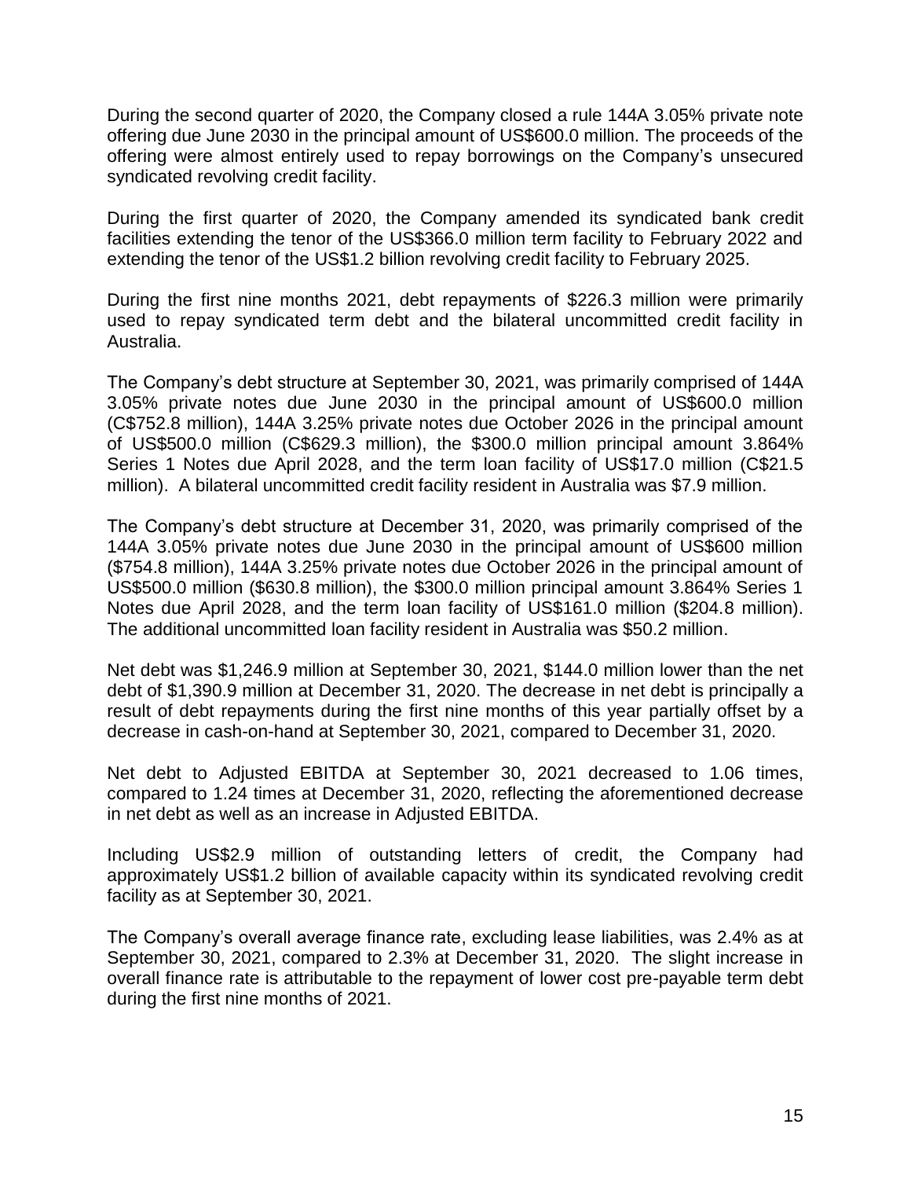During the second quarter of 2020, the Company closed a rule 144A 3.05% private note offering due June 2030 in the principal amount of US$600.0 million. The proceeds of the offering were almost entirely used to repay borrowings on the Company's unsecured syndicated revolving credit facility.

During the first quarter of 2020, the Company amended its syndicated bank credit facilities extending the tenor of the US$366.0 million term facility to February 2022 and extending the tenor of the US$1.2 billion revolving credit facility to February 2025.

During the first nine months 2021, debt repayments of $226.3 million were primarily used to repay syndicated term debt and the bilateral uncommitted credit facility in Australia.

The Company's debt structure at September 30, 2021, was primarily comprised of 144A 3.05% private notes due June 2030 in the principal amount of US$600.0 million (C$752.8 million), 144A 3.25% private notes due October 2026 in the principal amount of US$500.0 million (C$629.3 million), the $300.0 million principal amount 3.864% Series 1 Notes due April 2028, and the term loan facility of US$17.0 million (C$21.5 million). A bilateral uncommitted credit facility resident in Australia was $7.9 million.

The Company's debt structure at December 31, 2020, was primarily comprised of the 144A 3.05% private notes due June 2030 in the principal amount of US$600 million ($754.8 million), 144A 3.25% private notes due October 2026 in the principal amount of US$500.0 million ($630.8 million), the $300.0 million principal amount 3.864% Series 1 Notes due April 2028, and the term loan facility of US$161.0 million ($204.8 million). The additional uncommitted loan facility resident in Australia was $50.2 million.

Net debt was $1,246.9 million at September 30, 2021, $144.0 million lower than the net debt of $1,390.9 million at December 31, 2020. The decrease in net debt is principally a result of debt repayments during the first nine months of this year partially offset by a decrease in cash-on-hand at September 30, 2021, compared to December 31, 2020.

Net debt to Adjusted EBITDA at September 30, 2021 decreased to 1.06 times, compared to 1.24 times at December 31, 2020, reflecting the aforementioned decrease in net debt as well as an increase in Adjusted EBITDA.

Including US$2.9 million of outstanding letters of credit, the Company had approximately US$1.2 billion of available capacity within its syndicated revolving credit facility as at September 30, 2021.

The Company's overall average finance rate, excluding lease liabilities, was 2.4% as at September 30, 2021, compared to 2.3% at December 31, 2020. The slight increase in overall finance rate is attributable to the repayment of lower cost pre-payable term debt during the first nine months of 2021.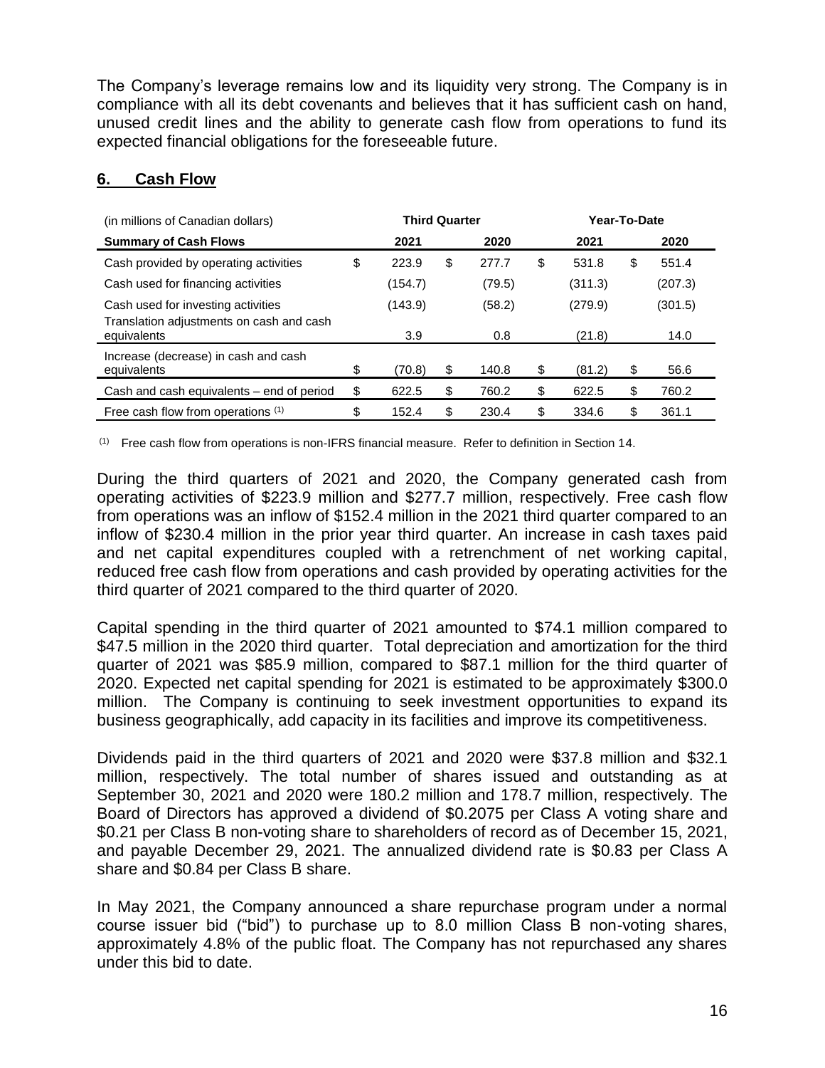The Company's leverage remains low and its liquidity very strong. The Company is in compliance with all its debt covenants and believes that it has sufficient cash on hand, unused credit lines and the ability to generate cash flow from operations to fund its expected financial obligations for the foreseeable future.

## 6. Cash Flow

| (in millions of Canadian dollars) | Third Quarter | | Year-To-Date | |
|---|---|---|---|---|
| **Summary of Cash Flows** | **2021** | **2020** | **2021** | **2020** |
| Cash provided by operating activities | $ 223.9 | $ 277.7 | $ 531.8 | $ 551.4 |
| Cash used for financing activities | (154.7) | (79.5) | (311.3) | (207.3) |
| Cash used for investing activities | (143.9) | (58.2) | (279.9) | (301.5) |
| Translation adjustments on cash and cash equivalents | 3.9 | 0.8 | (21.8) | 14.0 |
| Increase (decrease) in cash and cash equivalents | $ (70.8) | $ 140.8 | $ (81.2) | $ 56.6 |
| Cash and cash equivalents – end of period | $ 622.5 | $ 760.2 | $ 622.5 | $ 760.2 |
| Free cash flow from operations [(1)] | $ 152.4 | $ 230.4 | $ 334.6 | $ 361.1 |

(1) Free cash flow from operations is non-IFRS financial measure. Refer to definition in Section 14.

During the third quarters of 2021 and 2020, the Company generated cash from operating activities of $223.9 million and $277.7 million, respectively. Free cash flow from operations was an inflow of $152.4 million in the 2021 third quarter compared to an inflow of $230.4 million in the prior year third quarter. An increase in cash taxes paid and net capital expenditures coupled with a retrenchment of net working capital, reduced free cash flow from operations and cash provided by operating activities for the third quarter of 2021 compared to the third quarter of 2020.

Capital spending in the third quarter of 2021 amounted to $74.1 million compared to $47.5 million in the 2020 third quarter. Total depreciation and amortization for the third quarter of 2021 was $85.9 million, compared to $87.1 million for the third quarter of 2020. Expected net capital spending for 2021 is estimated to be approximately $300.0 million. The Company is continuing to seek investment opportunities to expand its business geographically, add capacity in its facilities and improve its competitiveness.

Dividends paid in the third quarters of 2021 and 2020 were $37.8 million and $32.1 million, respectively. The total number of shares issued and outstanding as at September 30, 2021 and 2020 were 180.2 million and 178.7 million, respectively. The Board of Directors has approved a dividend of $0.2075 per Class A voting share and $0.21 per Class B non-voting share to shareholders of record as of December 15, 2021, and payable December 29, 2021. The annualized dividend rate is $0.83 per Class A share and $0.84 per Class B share.

In May 2021, the Company announced a share repurchase program under a normal course issuer bid ("bid") to purchase up to 8.0 million Class B non-voting shares, approximately 4.8% of the public float. The Company has not repurchased any shares under this bid to date.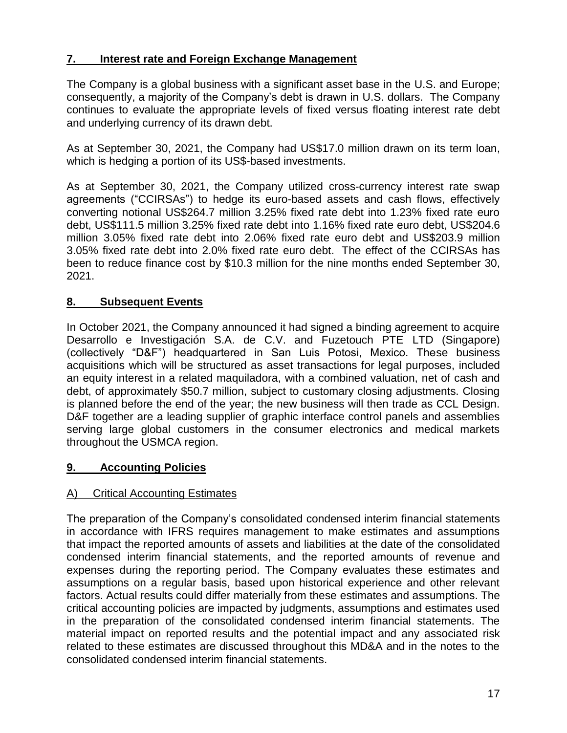## 7. Interest rate and Foreign Exchange Management

The Company is a global business with a significant asset base in the U.S. and Europe; consequently, a majority of the Company's debt is drawn in U.S. dollars. The Company continues to evaluate the appropriate levels of fixed versus floating interest rate debt and underlying currency of its drawn debt.

As at September 30, 2021, the Company had US$17.0 million drawn on its term loan, which is hedging a portion of its US$-based investments.

As at September 30, 2021, the Company utilized cross-currency interest rate swap agreements ("CCIRSAs") to hedge its euro-based assets and cash flows, effectively converting notional US$264.7 million 3.25% fixed rate debt into 1.23% fixed rate euro debt, US$111.5 million 3.25% fixed rate debt into 1.16% fixed rate euro debt, US$204.6 million 3.05% fixed rate debt into 2.06% fixed rate euro debt and US$203.9 million 3.05% fixed rate debt into 2.0% fixed rate euro debt. The effect of the CCIRSAs has been to reduce finance cost by $10.3 million for the nine months ended September 30, 2021.

## 8. Subsequent Events

In October 2021, the Company announced it had signed a binding agreement to acquire Desarrollo e Investigación S.A. de C.V. and Fuzetouch PTE LTD (Singapore) (collectively "D&F") headquartered in San Luis Potosi, Mexico. These business acquisitions which will be structured as asset transactions for legal purposes, included an equity interest in a related maquiladora, with a combined valuation, net of cash and debt, of approximately $50.7 million, subject to customary closing adjustments. Closing is planned before the end of the year; the new business will then trade as CCL Design. D&F together are a leading supplier of graphic interface control panels and assemblies serving large global customers in the consumer electronics and medical markets throughout the USMCA region.

## 9. Accounting Policies

### A) Critical Accounting Estimates

The preparation of the Company's consolidated condensed interim financial statements in accordance with IFRS requires management to make estimates and assumptions that impact the reported amounts of assets and liabilities at the date of the consolidated condensed interim financial statements, and the reported amounts of revenue and expenses during the reporting period. The Company evaluates these estimates and assumptions on a regular basis, based upon historical experience and other relevant factors. Actual results could differ materially from these estimates and assumptions. The critical accounting policies are impacted by judgments, assumptions and estimates used in the preparation of the consolidated condensed interim financial statements. The material impact on reported results and the potential impact and any associated risk related to these estimates are discussed throughout this MD&A and in the notes to the consolidated condensed interim financial statements.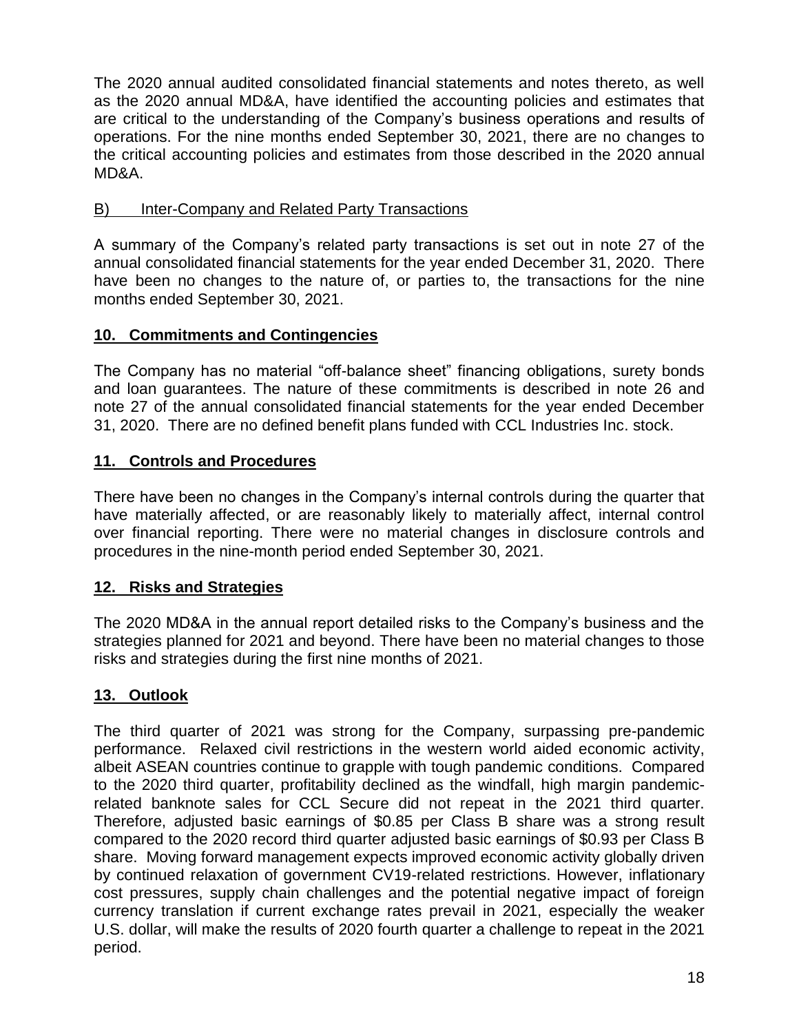The 2020 annual audited consolidated financial statements and notes thereto, as well as the 2020 annual MD&A, have identified the accounting policies and estimates that are critical to the understanding of the Company's business operations and results of operations. For the nine months ended September 30, 2021, there are no changes to the critical accounting policies and estimates from those described in the 2020 annual MD&A.

B) Inter-Company and Related Party Transactions

A summary of the Company's related party transactions is set out in note 27 of the annual consolidated financial statements for the year ended December 31, 2020. There have been no changes to the nature of, or parties to, the transactions for the nine months ended September 30, 2021.

## 10. Commitments and Contingencies

The Company has no material "off-balance sheet" financing obligations, surety bonds and loan guarantees. The nature of these commitments is described in note 26 and note 27 of the annual consolidated financial statements for the year ended December 31, 2020. There are no defined benefit plans funded with CCL Industries Inc. stock.

## 11. Controls and Procedures

There have been no changes in the Company's internal controls during the quarter that have materially affected, or are reasonably likely to materially affect, internal control over financial reporting. There were no material changes in disclosure controls and procedures in the nine-month period ended September 30, 2021.

## 12. Risks and Strategies

The 2020 MD&A in the annual report detailed risks to the Company's business and the strategies planned for 2021 and beyond. There have been no material changes to those risks and strategies during the first nine months of 2021.

## 13. Outlook

The third quarter of 2021 was strong for the Company, surpassing pre-pandemic performance. Relaxed civil restrictions in the western world aided economic activity, albeit ASEAN countries continue to grapple with tough pandemic conditions. Compared to the 2020 third quarter, profitability declined as the windfall, high margin pandemic-related banknote sales for CCL Secure did not repeat in the 2021 third quarter. Therefore, adjusted basic earnings of $0.85 per Class B share was a strong result compared to the 2020 record third quarter adjusted basic earnings of $0.93 per Class B share. Moving forward management expects improved economic activity globally driven by continued relaxation of government CV19-related restrictions. However, inflationary cost pressures, supply chain challenges and the potential negative impact of foreign currency translation if current exchange rates prevail in 2021, especially the weaker U.S. dollar, will make the results of 2020 fourth quarter a challenge to repeat in the 2021 period.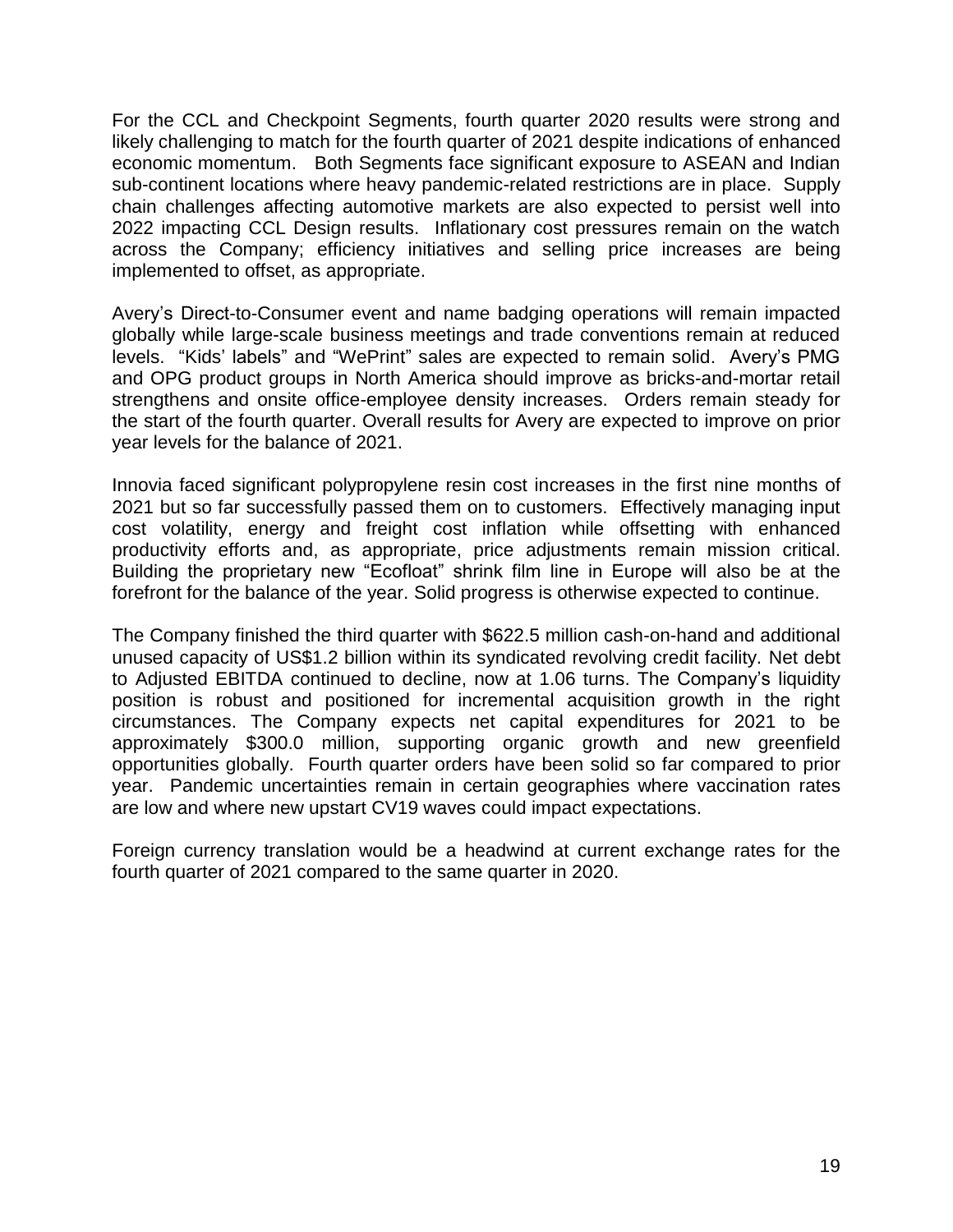For the CCL and Checkpoint Segments, fourth quarter 2020 results were strong and likely challenging to match for the fourth quarter of 2021 despite indications of enhanced economic momentum. Both Segments face significant exposure to ASEAN and Indian sub-continent locations where heavy pandemic-related restrictions are in place. Supply chain challenges affecting automotive markets are also expected to persist well into 2022 impacting CCL Design results. Inflationary cost pressures remain on the watch across the Company; efficiency initiatives and selling price increases are being implemented to offset, as appropriate.

Avery's Direct-to-Consumer event and name badging operations will remain impacted globally while large-scale business meetings and trade conventions remain at reduced levels. "Kids' labels" and "WePrint" sales are expected to remain solid. Avery's PMG and OPG product groups in North America should improve as bricks-and-mortar retail strengthens and onsite office-employee density increases. Orders remain steady for the start of the fourth quarter. Overall results for Avery are expected to improve on prior year levels for the balance of 2021.

Innovia faced significant polypropylene resin cost increases in the first nine months of 2021 but so far successfully passed them on to customers. Effectively managing input cost volatility, energy and freight cost inflation while offsetting with enhanced productivity efforts and, as appropriate, price adjustments remain mission critical. Building the proprietary new "Ecofloat" shrink film line in Europe will also be at the forefront for the balance of the year. Solid progress is otherwise expected to continue.

The Company finished the third quarter with $622.5 million cash-on-hand and additional unused capacity of US$1.2 billion within its syndicated revolving credit facility. Net debt to Adjusted EBITDA continued to decline, now at 1.06 turns. The Company's liquidity position is robust and positioned for incremental acquisition growth in the right circumstances. The Company expects net capital expenditures for 2021 to be approximately $300.0 million, supporting organic growth and new greenfield opportunities globally. Fourth quarter orders have been solid so far compared to prior year. Pandemic uncertainties remain in certain geographies where vaccination rates are low and where new upstart CV19 waves could impact expectations.

Foreign currency translation would be a headwind at current exchange rates for the fourth quarter of 2021 compared to the same quarter in 2020.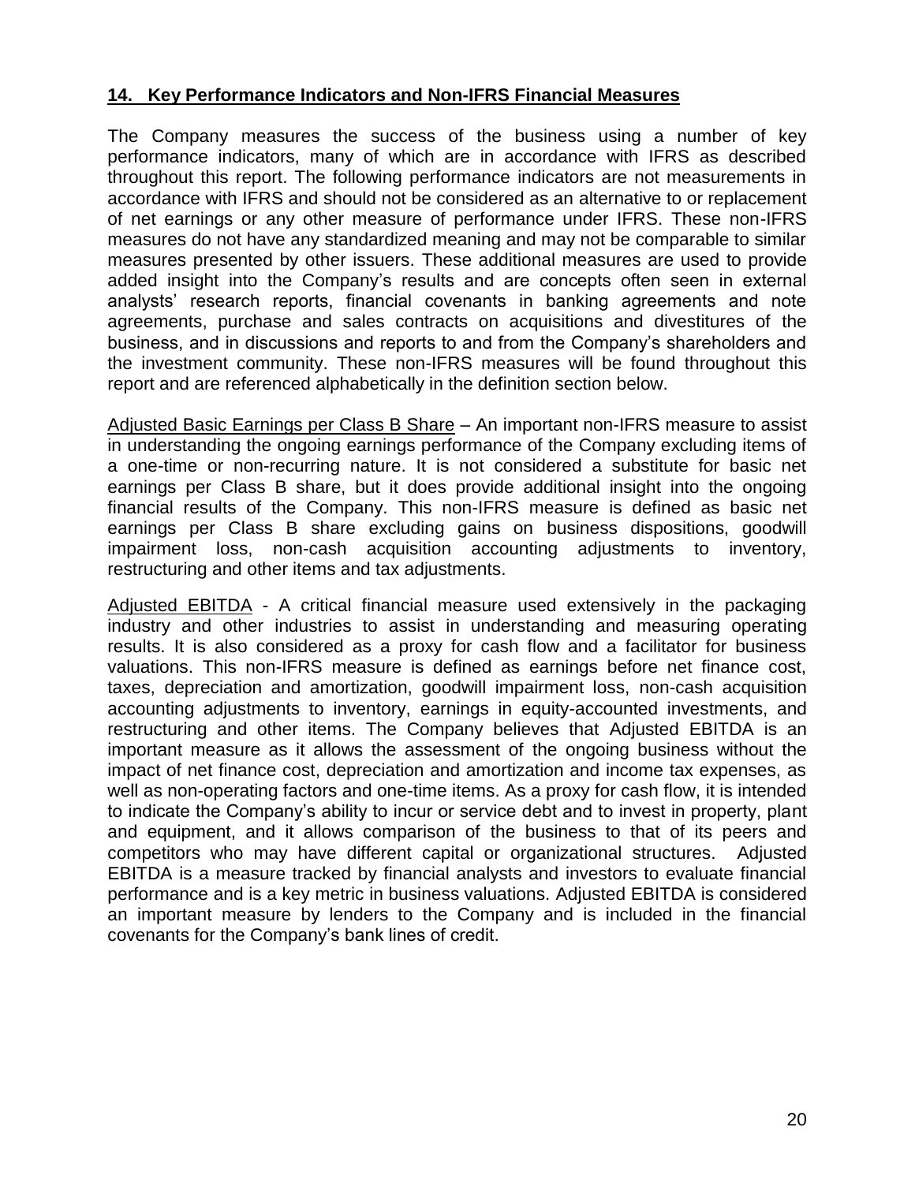## 14. Key Performance Indicators and Non-IFRS Financial Measures

The Company measures the success of the business using a number of key performance indicators, many of which are in accordance with IFRS as described throughout this report. The following performance indicators are not measurements in accordance with IFRS and should not be considered as an alternative to or replacement of net earnings or any other measure of performance under IFRS. These non-IFRS measures do not have any standardized meaning and may not be comparable to similar measures presented by other issuers. These additional measures are used to provide added insight into the Company's results and are concepts often seen in external analysts' research reports, financial covenants in banking agreements and note agreements, purchase and sales contracts on acquisitions and divestitures of the business, and in discussions and reports to and from the Company's shareholders and the investment community. These non-IFRS measures will be found throughout this report and are referenced alphabetically in the definition section below.

Adjusted Basic Earnings per Class B Share – An important non-IFRS measure to assist in understanding the ongoing earnings performance of the Company excluding items of a one-time or non-recurring nature. It is not considered a substitute for basic net earnings per Class B share, but it does provide additional insight into the ongoing financial results of the Company. This non-IFRS measure is defined as basic net earnings per Class B share excluding gains on business dispositions, goodwill impairment loss, non-cash acquisition accounting adjustments to inventory, restructuring and other items and tax adjustments.

Adjusted EBITDA - A critical financial measure used extensively in the packaging industry and other industries to assist in understanding and measuring operating results. It is also considered as a proxy for cash flow and a facilitator for business valuations. This non-IFRS measure is defined as earnings before net finance cost, taxes, depreciation and amortization, goodwill impairment loss, non-cash acquisition accounting adjustments to inventory, earnings in equity-accounted investments, and restructuring and other items. The Company believes that Adjusted EBITDA is an important measure as it allows the assessment of the ongoing business without the impact of net finance cost, depreciation and amortization and income tax expenses, as well as non-operating factors and one-time items. As a proxy for cash flow, it is intended to indicate the Company's ability to incur or service debt and to invest in property, plant and equipment, and it allows comparison of the business to that of its peers and competitors who may have different capital or organizational structures. Adjusted EBITDA is a measure tracked by financial analysts and investors to evaluate financial performance and is a key metric in business valuations. Adjusted EBITDA is considered an important measure by lenders to the Company and is included in the financial covenants for the Company's bank lines of credit.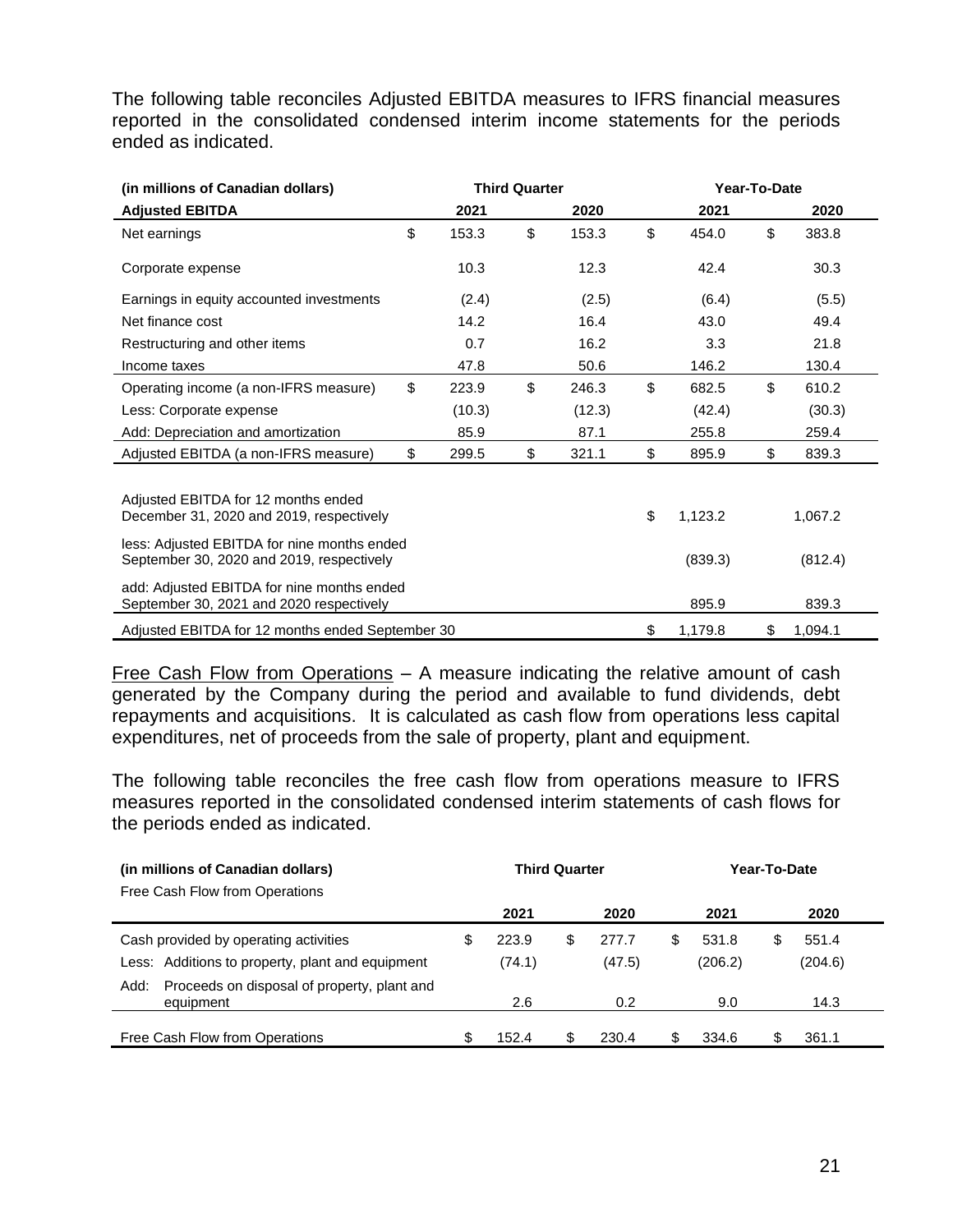The following table reconciles Adjusted EBITDA measures to IFRS financial measures reported in the consolidated condensed interim income statements for the periods ended as indicated.

| (in millions of Canadian dollars) | Third Quarter | | Year-To-Date | |
|---|---|---|---|---|
| **Adjusted EBITDA** | **2021** | **2020** | **2021** | **2020** |
| Net earnings | $ 153.3 | $ 153.3 | $ 454.0 | $ 383.8 |
| Corporate expense | 10.3 | 12.3 | 42.4 | 30.3 |
| Earnings in equity accounted investments | (2.4) | (2.5) | (6.4) | (5.5) |
| Net finance cost | 14.2 | 16.4 | 43.0 | 49.4 |
| Restructuring and other items | 0.7 | 16.2 | 3.3 | 21.8 |
| Income taxes | 47.8 | 50.6 | 146.2 | 130.4 |
| Operating income (a non-IFRS measure) | $ 223.9 | $ 246.3 | $ 682.5 | $ 610.2 |
| Less: Corporate expense | (10.3) | (12.3) | (42.4) | (30.3) |
| Add: Depreciation and amortization | 85.9 | 87.1 | 255.8 | 259.4 |
| Adjusted EBITDA (a non-IFRS measure) | $ 299.5 | $ 321.1 | $ 895.9 | $ 839.3 |
| Adjusted EBITDA for 12 months ended December 31, 2020 and 2019, respectively | | | $ 1,123.2 | 1,067.2 |
| less: Adjusted EBITDA for nine months ended September 30, 2020 and 2019, respectively | | | (839.3) | (812.4) |
| add: Adjusted EBITDA for nine months ended September 30, 2021 and 2020 respectively | | | 895.9 | 839.3 |
| Adjusted EBITDA for 12 months ended September 30 | | | $ 1,179.8 | $ 1,094.1 |

Free Cash Flow from Operations – A measure indicating the relative amount of cash generated by the Company during the period and available to fund dividends, debt repayments and acquisitions. It is calculated as cash flow from operations less capital expenditures, net of proceeds from the sale of property, plant and equipment.

The following table reconciles the free cash flow from operations measure to IFRS measures reported in the consolidated condensed interim statements of cash flows for the periods ended as indicated.

| (in millions of Canadian dollars) Free Cash Flow from Operations | Third Quarter | | Year-To-Date | |
|---|---|---|---|---|
| | **2021** | **2020** | **2021** | **2020** |
| Cash provided by operating activities | $ 223.9 | $ 277.7 | $ 531.8 | $ 551.4 |
| Less: Additions to property, plant and equipment | (74.1) | (47.5) | (206.2) | (204.6) |
| Add: Proceeds on disposal of property, plant and equipment | 2.6 | 0.2 | 9.0 | 14.3 |
| Free Cash Flow from Operations | $ 152.4 | $ 230.4 | $ 334.6 | $ 361.1 |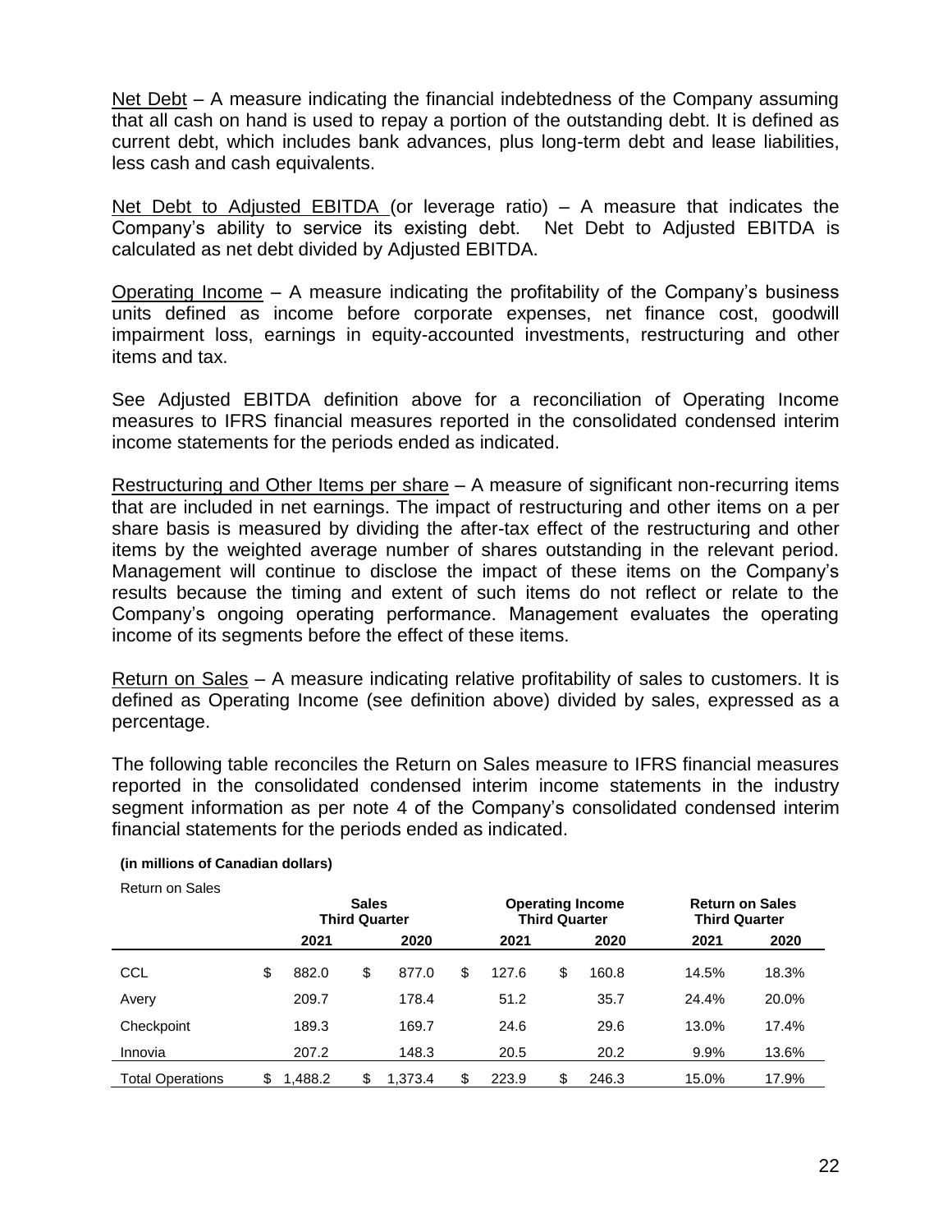<u>Net Debt</u> – A measure indicating the financial indebtedness of the Company assuming that all cash on hand is used to repay a portion of the outstanding debt. It is defined as current debt, which includes bank advances, plus long-term debt and lease liabilities, less cash and cash equivalents.

<u>Net Debt to Adjusted EBITDA</u> (or leverage ratio) – A measure that indicates the Company's ability to service its existing debt. Net Debt to Adjusted EBITDA is calculated as net debt divided by Adjusted EBITDA.

<u>Operating Income</u> – A measure indicating the profitability of the Company's business units defined as income before corporate expenses, net finance cost, goodwill impairment loss, earnings in equity-accounted investments, restructuring and other items and tax.

See Adjusted EBITDA definition above for a reconciliation of Operating Income measures to IFRS financial measures reported in the consolidated condensed interim income statements for the periods ended as indicated.

<u>Restructuring and Other Items per share</u> – A measure of significant non-recurring items that are included in net earnings. The impact of restructuring and other items on a per share basis is measured by dividing the after-tax effect of the restructuring and other items by the weighted average number of shares outstanding in the relevant period. Management will continue to disclose the impact of these items on the Company's results because the timing and extent of such items do not reflect or relate to the Company's ongoing operating performance. Management evaluates the operating income of its segments before the effect of these items.

<u>Return on Sales</u> – A measure indicating relative profitability of sales to customers. It is defined as Operating Income (see definition above) divided by sales, expressed as a percentage.

The following table reconciles the Return on Sales measure to IFRS financial measures reported in the consolidated condensed interim income statements in the industry segment information as per note 4 of the Company's consolidated condensed interim financial statements for the periods ended as indicated.

**(in millions of Canadian dollars)**

Return on Sales

| | Sales Third Quarter | | Operating Income Third Quarter | | Return on Sales Third Quarter | |
|---|---|---|---|---|---|---|
| | **2021** | **2020** | **2021** | **2020** | **2021** | **2020** |
| CCL | $ 882.0 | $ 877.0 | $ 127.6 | $ 160.8 | 14.5% | 18.3% |
| Avery | 209.7 | 178.4 | 51.2 | 35.7 | 24.4% | 20.0% |
| Checkpoint | 189.3 | 169.7 | 24.6 | 29.6 | 13.0% | 17.4% |
| Innovia | 207.2 | 148.3 | 20.5 | 20.2 | 9.9% | 13.6% |
| Total Operations | $ 1,488.2 | $ 1,373.4 | $ 223.9 | $ 246.3 | 15.0% | 17.9% |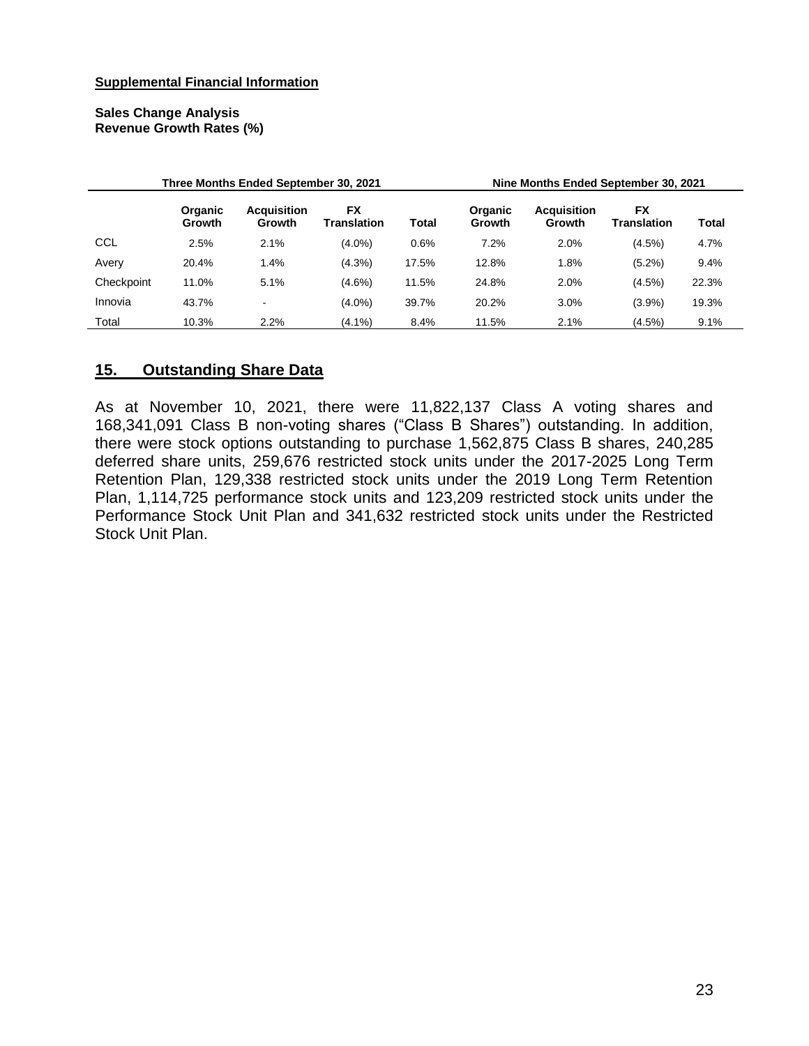**Supplemental Financial Information**

**Sales Change Analysis**
**Revenue Growth Rates (%)**

| | Three Months Ended September 30, 2021 | | | | Nine Months Ended September 30, 2021 | | | |
|---|---|---|---|---|---|---|---|---|
| | Organic Growth | Acquisition Growth | FX Translation | Total | Organic Growth | Acquisition Growth | FX Translation | Total |
| CCL | 2.5% | 2.1% | (4.0%) | 0.6% | 7.2% | 2.0% | (4.5%) | 4.7% |
| Avery | 20.4% | 1.4% | (4.3%) | 17.5% | 12.8% | 1.8% | (5.2%) | 9.4% |
| Checkpoint | 11.0% | 5.1% | (4.6%) | 11.5% | 24.8% | 2.0% | (4.5%) | 22.3% |
| Innovia | 43.7% | - | (4.0%) | 39.7% | 20.2% | 3.0% | (3.9%) | 19.3% |
| Total | 10.3% | 2.2% | (4.1%) | 8.4% | 11.5% | 2.1% | (4.5%) | 9.1% |

## 15. Outstanding Share Data

As at November 10, 2021, there were 11,822,137 Class A voting shares and 168,341,091 Class B non-voting shares ("Class B Shares") outstanding. In addition, there were stock options outstanding to purchase 1,562,875 Class B shares, 240,285 deferred share units, 259,676 restricted stock units under the 2017-2025 Long Term Retention Plan, 129,338 restricted stock units under the 2019 Long Term Retention Plan, 1,114,725 performance stock units and 123,209 restricted stock units under the Performance Stock Unit Plan and 341,632 restricted stock units under the Restricted Stock Unit Plan.